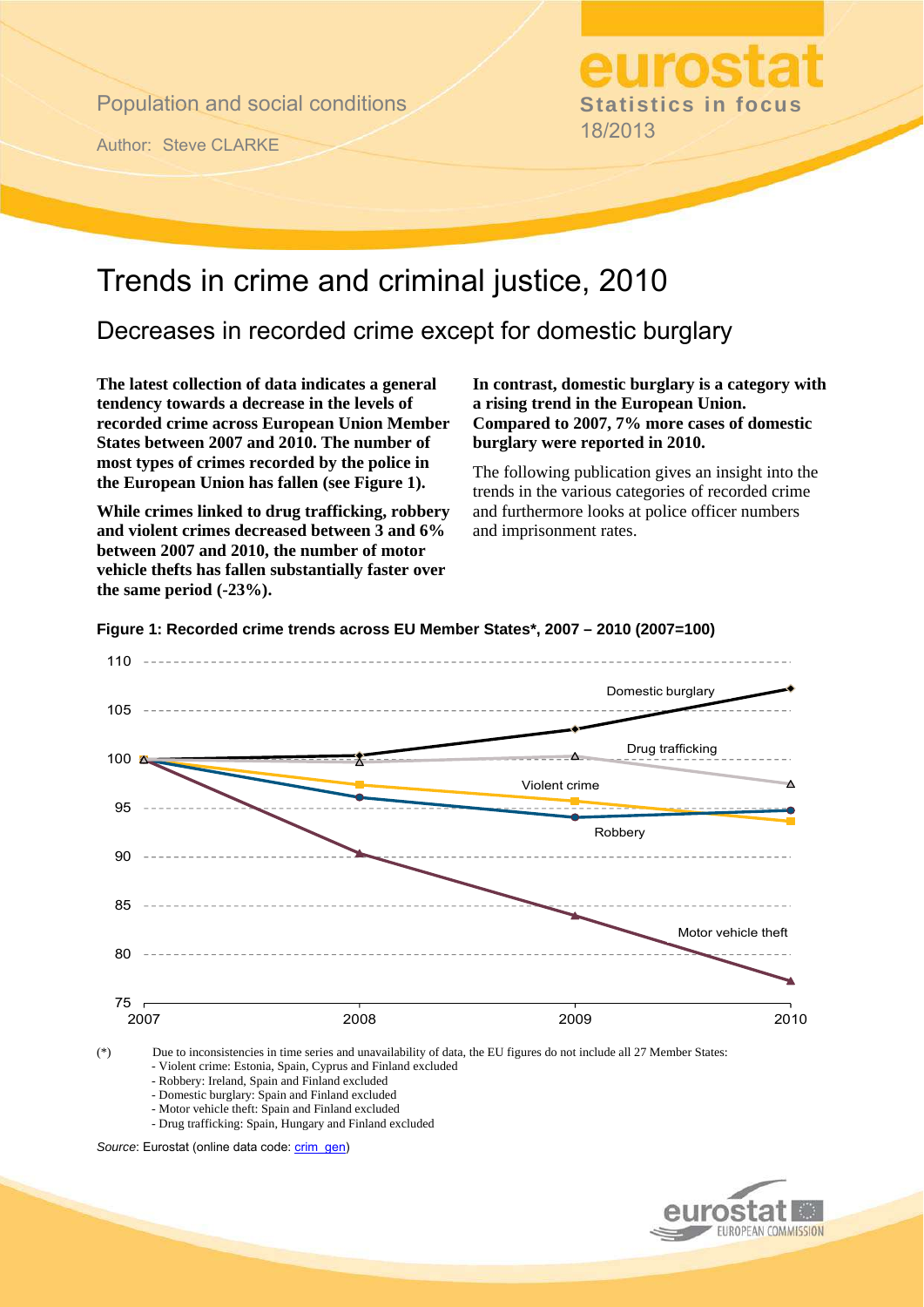Population and social conditions

Author: Steve CLARKE

**eurostat**
**Statistics in focus**
18/2013

# Trends in crime and criminal justice, 2010

## Decreases in recorded crime except for domestic burglary

**The latest collection of data indicates a general tendency towards a decrease in the levels of recorded crime across European Union Member States between 2007 and 2010. The number of most types of crimes recorded by the police in the European Union has fallen (see Figure 1).**

**While crimes linked to drug trafficking, robbery and violent crimes decreased between 3 and 6% between 2007 and 2010, the number of motor vehicle thefts has fallen substantially faster over the same period (-23%).**

**In contrast, domestic burglary is a category with a rising trend in the European Union. Compared to 2007, 7% more cases of domestic burglary were reported in 2010.**

The following publication gives an insight into the trends in the various categories of recorded crime and furthermore looks at police officer numbers and imprisonment rates.

**Figure 1: Recorded crime trends across EU Member States\*, 2007 – 2010 (2007=100)**

(*) Due to inconsistencies in time series and unavailability of data, the EU figures do not include all 27 Member States:
- Violent crime: Estonia, Spain, Cyprus and Finland excluded
- Robbery: Ireland, Spain and Finland excluded
- Domestic burglary: Spain and Finland excluded
- Motor vehicle theft: Spain and Finland excluded
- Drug trafficking: Spain, Hungary and Finland excluded

*Source*: Eurostat (online data code: crim_gen)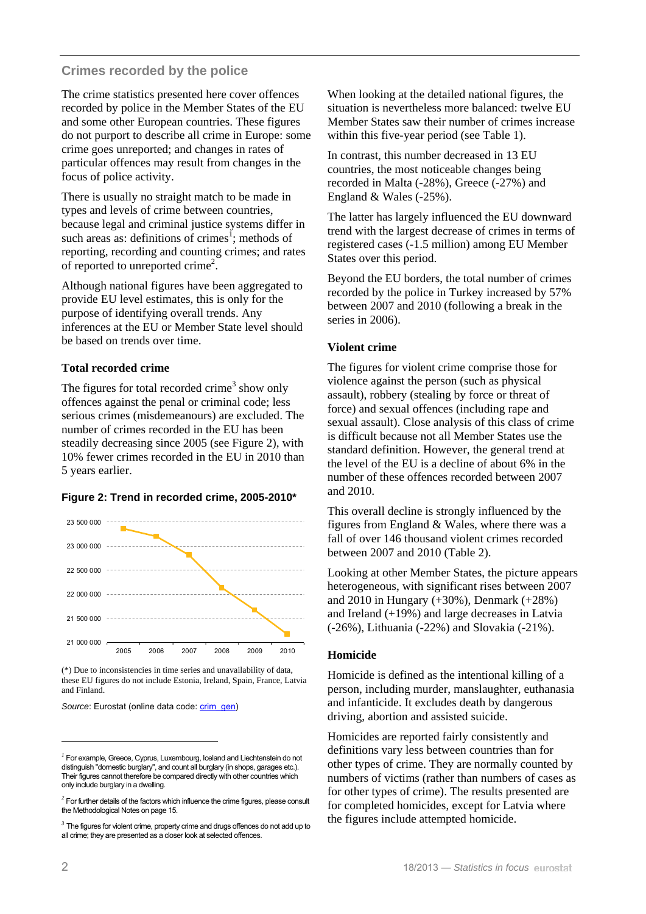## Crimes recorded by the police

The crime statistics presented here cover offences recorded by police in the Member States of the EU and some other European countries. These figures do not purport to describe all crime in Europe: some crime goes unreported; and changes in rates of particular offences may result from changes in the focus of police activity.

There is usually no straight match to be made in types and levels of crime between countries, because legal and criminal justice systems differ in such areas as: definitions of crimes[1]; methods of reporting, recording and counting crimes; and rates of reported to unreported crime[2].

Although national figures have been aggregated to provide EU level estimates, this is only for the purpose of identifying overall trends. Any inferences at the EU or Member State level should be based on trends over time.

### Total recorded crime

The figures for total recorded crime[3] show only offences against the penal or criminal code; less serious crimes (misdemeanours) are excluded. The number of crimes recorded in the EU has been steadily decreasing since 2005 (see Figure 2), with 10% fewer crimes recorded in the EU in 2010 than 5 years earlier.

**Figure 2: Trend in recorded crime, 2005-2010***

(*) Due to inconsistencies in time series and unavailability of data, these EU figures do not include Estonia, Ireland, Spain, France, Latvia and Finland.

*Source*: Eurostat (online data code: crim_gen)

When looking at the detailed national figures, the situation is nevertheless more balanced: twelve EU Member States saw their number of crimes increase within this five-year period (see Table 1).

In contrast, this number decreased in 13 EU countries, the most noticeable changes being recorded in Malta (-28%), Greece (-27%) and England & Wales (-25%).

The latter has largely influenced the EU downward trend with the largest decrease of crimes in terms of registered cases (-1.5 million) among EU Member States over this period.

Beyond the EU borders, the total number of crimes recorded by the police in Turkey increased by 57% between 2007 and 2010 (following a break in the series in 2006).

### Violent crime

The figures for violent crime comprise those for violence against the person (such as physical assault), robbery (stealing by force or threat of force) and sexual offences (including rape and sexual assault). Close analysis of this class of crime is difficult because not all Member States use the standard definition. However, the general trend at the level of the EU is a decline of about 6% in the number of these offences recorded between 2007 and 2010.

This overall decline is strongly influenced by the figures from England & Wales, where there was a fall of over 146 thousand violent crimes recorded between 2007 and 2010 (Table 2).

Looking at other Member States, the picture appears heterogeneous, with significant rises between 2007 and 2010 in Hungary (+30%), Denmark (+28%) and Ireland (+19%) and large decreases in Latvia (-26%), Lithuania (-22%) and Slovakia (-21%).

### Homicide

Homicide is defined as the intentional killing of a person, including murder, manslaughter, euthanasia and infanticide. It excludes death by dangerous driving, abortion and assisted suicide.

Homicides are reported fairly consistently and definitions vary less between countries than for other types of crime. They are normally counted by numbers of victims (rather than numbers of cases as for other types of crime). The results presented are for completed homicides, except for Latvia where the figures include attempted homicide.

---

[1] For example, Greece, Cyprus, Luxembourg, Iceland and Liechtenstein do not distinguish "domestic burglary", and count all burglary (in shops, garages etc.). Their figures cannot therefore be compared directly with other countries which only include burglary in a dwelling.

[2] For further details of the factors which influence the crime figures, please consult the Methodological Notes on page 15.

[3] The figures for violent crime, property crime and drugs offences do not add up to all crime; they are presented as a closer look at selected offences.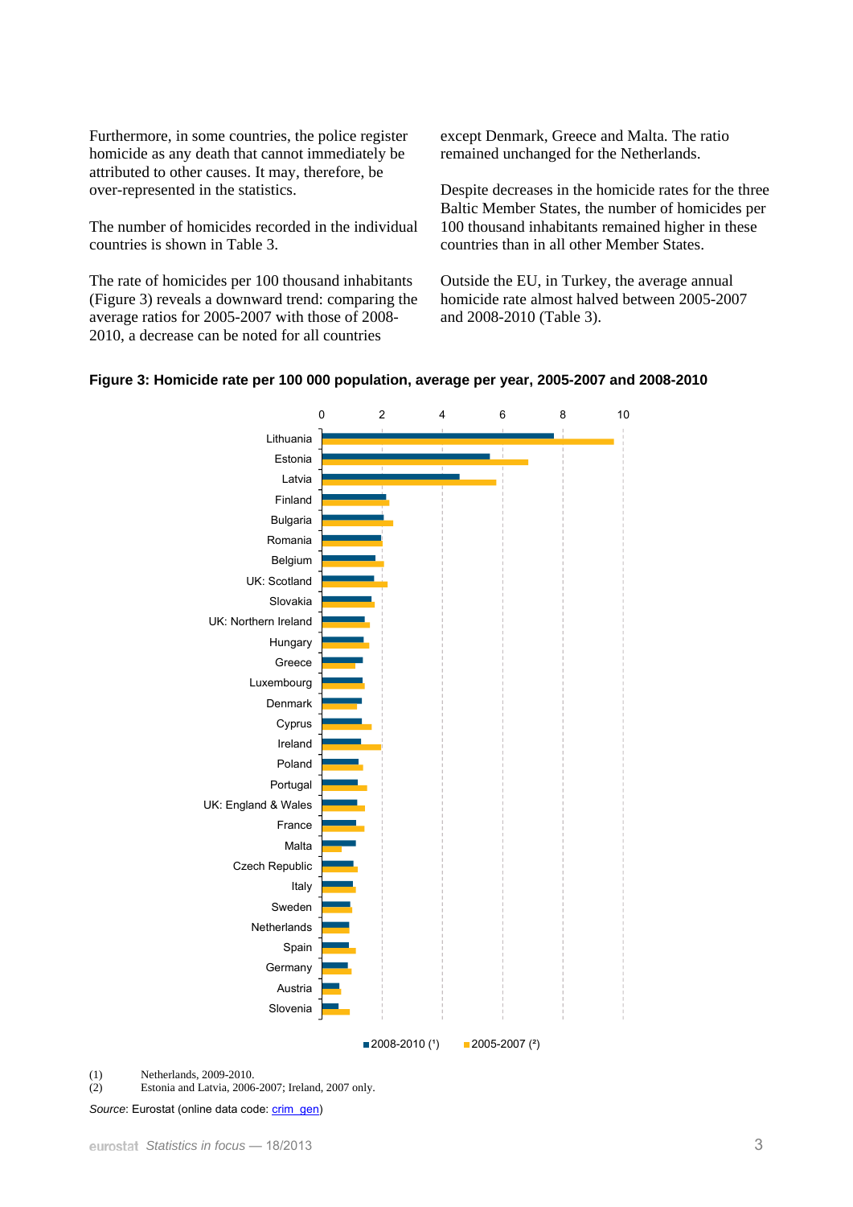Furthermore, in some countries, the police register homicide as any death that cannot immediately be attributed to other causes. It may, therefore, be over-represented in the statistics.

The number of homicides recorded in the individual countries is shown in Table 3.

The rate of homicides per 100 thousand inhabitants (Figure 3) reveals a downward trend: comparing the average ratios for 2005-2007 with those of 2008-2010, a decrease can be noted for all countries except Denmark, Greece and Malta. The ratio remained unchanged for the Netherlands.

Despite decreases in the homicide rates for the three Baltic Member States, the number of homicides per 100 thousand inhabitants remained higher in these countries than in all other Member States.

Outside the EU, in Turkey, the average annual homicide rate almost halved between 2005-2007 and 2008-2010 (Table 3).

**Figure 3: Homicide rate per 100 000 population, average per year, 2005-2007 and 2008-2010**

Countries shown (in order): Lithuania, Estonia, Latvia, Finland, Bulgaria, Romania, Belgium, UK: Scotland, Slovakia, UK: Northern Ireland, Hungary, Greece, Luxembourg, Denmark, Cyprus, Ireland, Poland, Portugal, UK: England & Wales, France, Malta, Czech Republic, Italy, Sweden, Netherlands, Spain, Germany, Austria, Slovenia

Legend: 2008-2010 (1) · 2005-2007 (2)

(1) Netherlands, 2009-2010.
(2) Estonia and Latvia, 2006-2007; Ireland, 2007 only.

*Source*: Eurostat (online data code: crim_gen)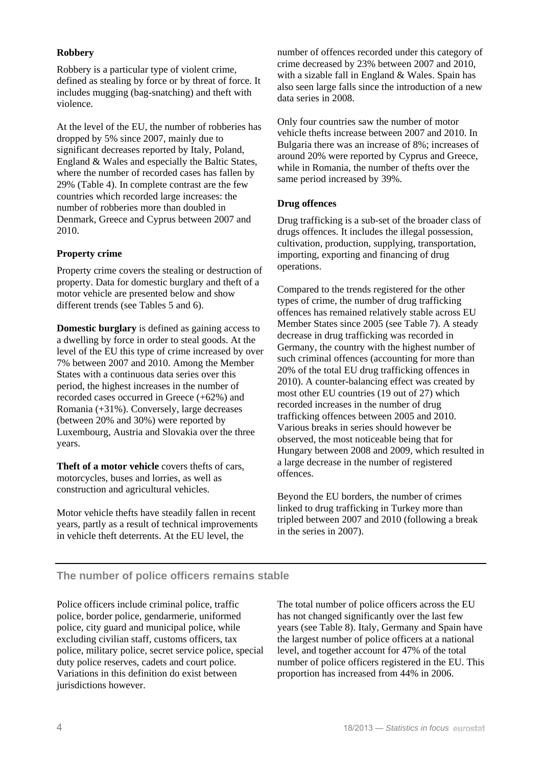### Robbery

Robbery is a particular type of violent crime, defined as stealing by force or by threat of force. It includes mugging (bag-snatching) and theft with violence.

At the level of the EU, the number of robberies has dropped by 5% since 2007, mainly due to significant decreases reported by Italy, Poland, England & Wales and especially the Baltic States, where the number of recorded cases has fallen by 29% (Table 4). In complete contrast are the few countries which recorded large increases: the number of robberies more than doubled in Denmark, Greece and Cyprus between 2007 and 2010.

### Property crime

Property crime covers the stealing or destruction of property. Data for domestic burglary and theft of a motor vehicle are presented below and show different trends (see Tables 5 and 6).

**Domestic burglary** is defined as gaining access to a dwelling by force in order to steal goods. At the level of the EU this type of crime increased by over 7% between 2007 and 2010. Among the Member States with a continuous data series over this period, the highest increases in the number of recorded cases occurred in Greece (+62%) and Romania (+31%). Conversely, large decreases (between 20% and 30%) were reported by Luxembourg, Austria and Slovakia over the three years.

**Theft of a motor vehicle** covers thefts of cars, motorcycles, buses and lorries, as well as construction and agricultural vehicles.

Motor vehicle thefts have steadily fallen in recent years, partly as a result of technical improvements in vehicle theft deterrents. At the EU level, the number of offences recorded under this category of crime decreased by 23% between 2007 and 2010, with a sizable fall in England & Wales. Spain has also seen large falls since the introduction of a new data series in 2008.

Only four countries saw the number of motor vehicle thefts increase between 2007 and 2010. In Bulgaria there was an increase of 8%; increases of around 20% were reported by Cyprus and Greece, while in Romania, the number of thefts over the same period increased by 39%.

### Drug offences

Drug trafficking is a sub-set of the broader class of drugs offences. It includes the illegal possession, cultivation, production, supplying, transportation, importing, exporting and financing of drug operations.

Compared to the trends registered for the other types of crime, the number of drug trafficking offences has remained relatively stable across EU Member States since 2005 (see Table 7). A steady decrease in drug trafficking was recorded in Germany, the country with the highest number of such criminal offences (accounting for more than 20% of the total EU drug trafficking offences in 2010). A counter-balancing effect was created by most other EU countries (19 out of 27) which recorded increases in the number of drug trafficking offences between 2005 and 2010. Various breaks in series should however be observed, the most noticeable being that for Hungary between 2008 and 2009, which resulted in a large decrease in the number of registered offences.

Beyond the EU borders, the number of crimes linked to drug trafficking in Turkey more than tripled between 2007 and 2010 (following a break in the series in 2007).

## The number of police officers remains stable

Police officers include criminal police, traffic police, border police, gendarmerie, uniformed police, city guard and municipal police, while excluding civilian staff, customs officers, tax police, military police, secret service police, special duty police reserves, cadets and court police. Variations in this definition do exist between jurisdictions however.

The total number of police officers across the EU has not changed significantly over the last few years (see Table 8). Italy, Germany and Spain have the largest number of police officers at a national level, and together account for 47% of the total number of police officers registered in the EU. This proportion has increased from 44% in 2006.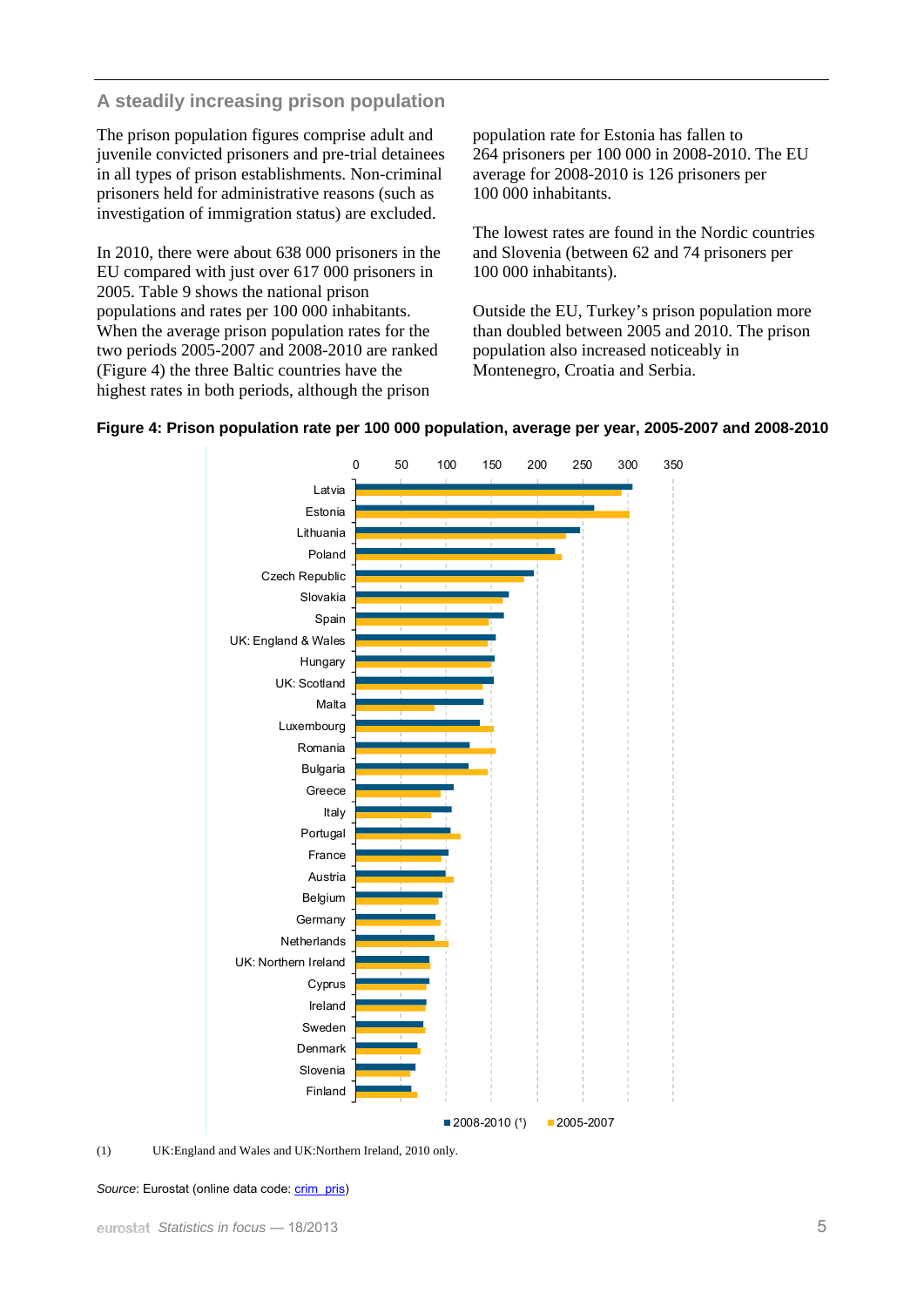## A steadily increasing prison population

The prison population figures comprise adult and juvenile convicted prisoners and pre-trial detainees in all types of prison establishments. Non-criminal prisoners held for administrative reasons (such as investigation of immigration status) are excluded.

In 2010, there were about 638 000 prisoners in the EU compared with just over 617 000 prisoners in 2005. Table 9 shows the national prison populations and rates per 100 000 inhabitants. When the average prison population rates for the two periods 2005-2007 and 2008-2010 are ranked (Figure 4) the three Baltic countries have the highest rates in both periods, although the prison population rate for Estonia has fallen to 264 prisoners per 100 000 in 2008-2010. The EU average for 2008-2010 is 126 prisoners per 100 000 inhabitants.

The lowest rates are found in the Nordic countries and Slovenia (between 62 and 74 prisoners per 100 000 inhabitants).

Outside the EU, Turkey's prison population more than doubled between 2005 and 2010. The prison population also increased noticeably in Montenegro, Croatia and Serbia.

**Figure 4: Prison population rate per 100 000 population, average per year, 2005-2007 and 2008-2010**

(1) UK:England and Wales and UK:Northern Ireland, 2010 only.

*Source*: Eurostat (online data code: crim_pris)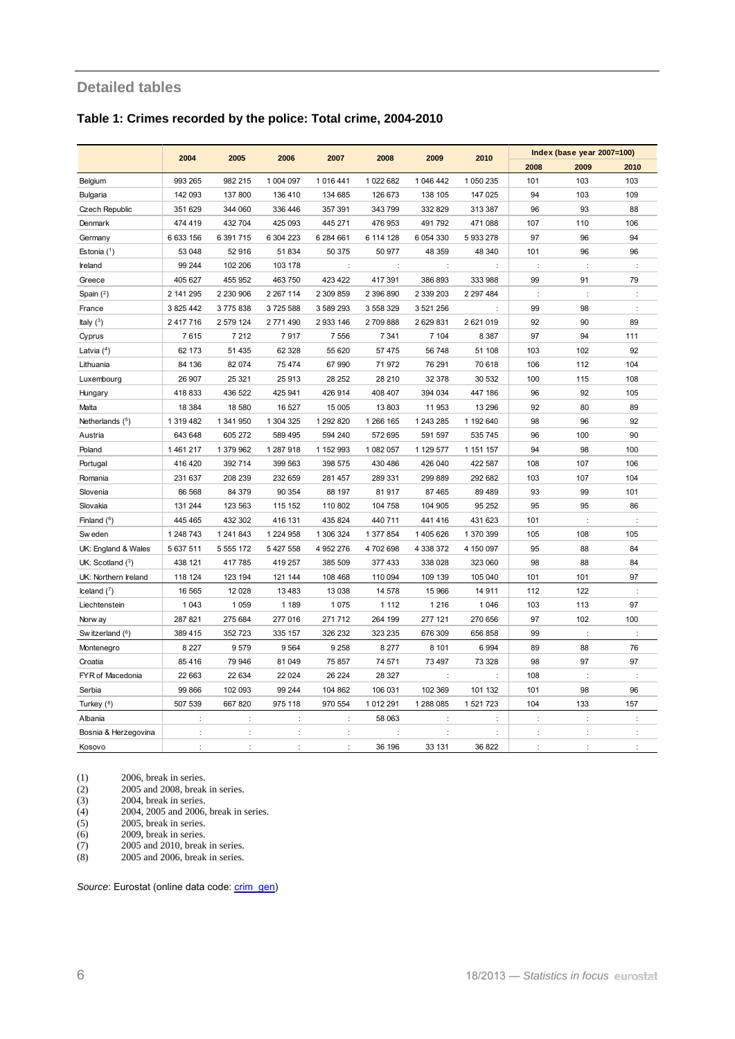## Detailed tables

### Table 1: Crimes recorded by the police: Total crime, 2004-2010

| | 2004 | 2005 | 2006 | 2007 | 2008 | 2009 | 2010 | Index (base year 2007=100) | | |
|---|---|---|---|---|---|---|---|---|---|---|
| | | | | | | | | 2008 | 2009 | 2010 |
| Belgium | 993 265 | 982 215 | 1 004 097 | 1 016 441 | 1 022 682 | 1 046 442 | 1 050 235 | 101 | 103 | 103 |
| Bulgaria | 142 093 | 137 800 | 136 410 | 134 685 | 126 673 | 138 105 | 147 025 | 94 | 103 | 109 |
| Czech Republic | 351 629 | 344 060 | 336 446 | 357 391 | 343 799 | 332 829 | 313 387 | 96 | 93 | 88 |
| Denmark | 474 419 | 432 704 | 425 093 | 445 271 | 476 953 | 491 792 | 471 088 | 107 | 110 | 106 |
| Germany | 6 633 156 | 6 391 715 | 6 304 223 | 6 284 661 | 6 114 128 | 6 054 330 | 5 933 278 | 97 | 96 | 94 |
| Estonia (1) | 53 048 | 52 916 | 51 834 | 50 375 | 50 977 | 48 359 | 48 340 | 101 | 96 | 96 |
| Ireland | 99 244 | 102 206 | 103 178 | : | : | : | : | : | : | : |
| Greece | 405 627 | 455 952 | 463 750 | 423 422 | 417 391 | 386 893 | 333 988 | 99 | 91 | 79 |
| Spain (2) | 2 141 295 | 2 230 906 | 2 267 114 | 2 309 859 | 2 396 890 | 2 339 203 | 2 297 484 | : | : | : |
| France | 3 825 442 | 3 775 838 | 3 725 588 | 3 589 293 | 3 558 329 | 3 521 256 | : | 99 | 98 | : |
| Italy (3) | 2 417 716 | 2 579 124 | 2 771 490 | 2 933 146 | 2 709 888 | 2 629 831 | 2 621 019 | 92 | 90 | 89 |
| Cyprus | 7 615 | 7 212 | 7 917 | 7 556 | 7 341 | 7 104 | 8 387 | 97 | 94 | 111 |
| Latvia (4) | 62 173 | 51 435 | 62 328 | 55 620 | 57 475 | 56 748 | 51 108 | 103 | 102 | 92 |
| Lithuania | 84 136 | 82 074 | 75 474 | 67 990 | 71 972 | 76 291 | 70 618 | 106 | 112 | 104 |
| Luxembourg | 26 907 | 25 321 | 25 913 | 28 252 | 28 210 | 32 378 | 30 532 | 100 | 115 | 108 |
| Hungary | 418 833 | 436 522 | 425 941 | 426 914 | 408 407 | 394 034 | 447 186 | 96 | 92 | 105 |
| Malta | 18 384 | 18 580 | 16 527 | 15 005 | 13 803 | 11 953 | 13 296 | 92 | 80 | 89 |
| Netherlands (5) | 1 319 482 | 1 341 950 | 1 304 325 | 1 292 820 | 1 266 165 | 1 243 285 | 1 192 640 | 98 | 96 | 92 |
| Austria | 643 648 | 605 272 | 589 495 | 594 240 | 572 695 | 591 597 | 535 745 | 96 | 100 | 90 |
| Poland | 1 461 217 | 1 379 962 | 1 287 918 | 1 152 993 | 1 082 057 | 1 129 577 | 1 151 157 | 94 | 98 | 100 |
| Portugal | 416 420 | 392 714 | 399 563 | 398 575 | 430 486 | 426 040 | 422 587 | 108 | 107 | 106 |
| Romania | 231 637 | 208 239 | 232 659 | 281 457 | 289 331 | 299 889 | 292 682 | 103 | 107 | 104 |
| Slovenia | 86 568 | 84 379 | 90 354 | 88 197 | 81 917 | 87 465 | 89 489 | 93 | 99 | 101 |
| Slovakia | 131 244 | 123 563 | 115 152 | 110 802 | 104 758 | 104 905 | 95 252 | 95 | 95 | 86 |
| Finland (6) | 445 465 | 432 302 | 416 131 | 435 824 | 440 711 | 441 416 | 431 623 | 101 | : | : |
| Sweden | 1 248 743 | 1 241 843 | 1 224 958 | 1 306 324 | 1 377 854 | 1 405 626 | 1 370 399 | 105 | 108 | 105 |
| UK: England & Wales | 5 637 511 | 5 555 172 | 5 427 558 | 4 952 276 | 4 702 698 | 4 338 372 | 4 150 097 | 95 | 88 | 84 |
| UK: Scotland (3) | 438 121 | 417 785 | 419 257 | 385 509 | 377 433 | 338 028 | 323 060 | 98 | 88 | 84 |
| UK: Northern Ireland | 118 124 | 123 194 | 121 144 | 108 468 | 110 094 | 109 139 | 105 040 | 101 | 101 | 97 |
| Iceland (7) | 16 565 | 12 028 | 13 483 | 13 038 | 14 578 | 15 966 | 14 911 | 112 | 122 | : |
| Liechtenstein | 1 043 | 1 059 | 1 189 | 1 075 | 1 112 | 1 216 | 1 046 | 103 | 113 | 97 |
| Norway | 287 821 | 275 684 | 277 016 | 271 712 | 264 199 | 277 121 | 270 656 | 97 | 102 | 100 |
| Switzerland (6) | 389 415 | 352 723 | 335 157 | 326 232 | 323 235 | 676 309 | 656 858 | 99 | : | : |
| Montenegro | 8 227 | 9 579 | 9 564 | 9 258 | 8 277 | 8 101 | 6 994 | 89 | 88 | 76 |
| Croatia | 85 416 | 79 946 | 81 049 | 75 857 | 74 571 | 73 497 | 73 328 | 98 | 97 | 97 |
| FYR of Macedonia | 22 663 | 22 634 | 22 024 | 26 224 | 28 327 | : | : | 108 | : | : |
| Serbia | 99 866 | 102 093 | 99 244 | 104 862 | 106 031 | 102 369 | 101 132 | 101 | 98 | 96 |
| Turkey (8) | 507 539 | 667 820 | 975 118 | 970 554 | 1 012 291 | 1 288 085 | 1 521 723 | 104 | 133 | 157 |
| Albania | : | : | : | : | 58 063 | : | : | : | : | : |
| Bosnia & Herzegovina | : | : | : | : | : | : | : | : | : | : |
| Kosovo | : | : | : | : | 36 196 | 33 131 | 36 822 | : | : | : |

(1) 2006, break in series.
(2) 2005 and 2008, break in series.
(3) 2004, break in series.
(4) 2004, 2005 and 2006, break in series.
(5) 2005, break in series.
(6) 2009, break in series.
(7) 2005 and 2010, break in series.
(8) 2005 and 2006, break in series.

*Source*: Eurostat (online data code: crim_gen)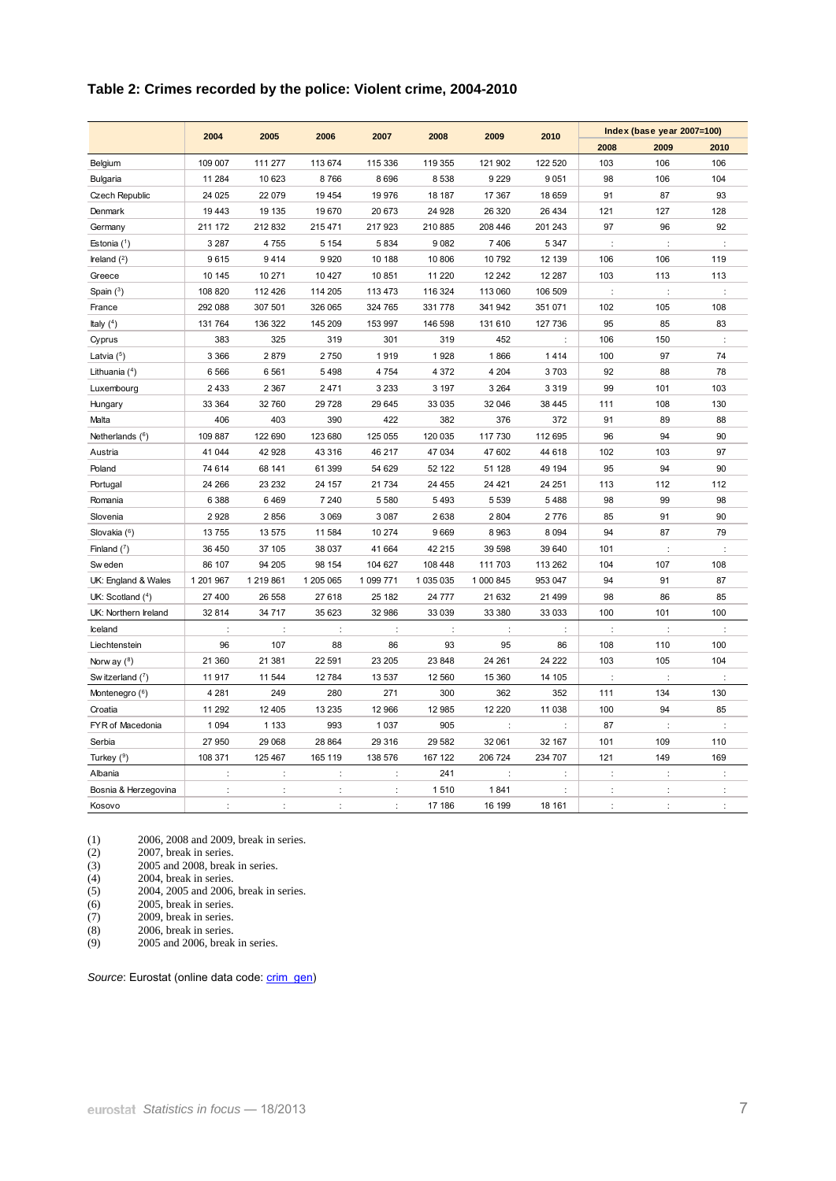### Table 2: Crimes recorded by the police: Violent crime, 2004-2010

| | 2004 | 2005 | 2006 | 2007 | 2008 | 2009 | 2010 | Index (base year 2007=100) | | |
|---|---|---|---|---|---|---|---|---|---|---|
| | | | | | | | | 2008 | 2009 | 2010 |
| Belgium | 109 007 | 111 277 | 113 674 | 115 336 | 119 355 | 121 902 | 122 520 | 103 | 106 | 106 |
| Bulgaria | 11 284 | 10 623 | 8 766 | 8 696 | 8 538 | 9 229 | 9 051 | 98 | 106 | 104 |
| Czech Republic | 24 025 | 22 079 | 19 454 | 19 976 | 18 187 | 17 367 | 18 659 | 91 | 87 | 93 |
| Denmark | 19 443 | 19 135 | 19 670 | 20 673 | 24 928 | 26 320 | 26 434 | 121 | 127 | 128 |
| Germany | 211 172 | 212 832 | 215 471 | 217 923 | 210 885 | 208 446 | 201 243 | 97 | 96 | 92 |
| Estonia (1) | 3 287 | 4 755 | 5 154 | 5 834 | 9 082 | 7 406 | 5 347 | : | : | : |
| Ireland (2) | 9 615 | 9 414 | 9 920 | 10 188 | 10 806 | 10 792 | 12 139 | 106 | 106 | 119 |
| Greece | 10 145 | 10 271 | 10 427 | 10 851 | 11 220 | 12 242 | 12 287 | 103 | 113 | 113 |
| Spain (3) | 108 820 | 112 426 | 114 205 | 113 473 | 116 324 | 113 060 | 106 509 | : | : | : |
| France | 292 088 | 307 501 | 326 065 | 324 765 | 331 778 | 341 942 | 351 071 | 102 | 105 | 108 |
| Italy (4) | 131 764 | 136 322 | 145 209 | 153 997 | 146 598 | 131 610 | 127 736 | 95 | 85 | 83 |
| Cyprus | 383 | 325 | 319 | 301 | 319 | 452 | : | 106 | 150 | : |
| Latvia (5) | 3 366 | 2 879 | 2 750 | 1 919 | 1 928 | 1 866 | 1 414 | 100 | 97 | 74 |
| Lithuania (4) | 6 566 | 6 561 | 5 498 | 4 754 | 4 372 | 4 204 | 3 703 | 92 | 88 | 78 |
| Luxembourg | 2 433 | 2 367 | 2 471 | 3 233 | 3 197 | 3 264 | 3 319 | 99 | 101 | 103 |
| Hungary | 33 364 | 32 760 | 29 728 | 29 645 | 33 035 | 32 046 | 38 445 | 111 | 108 | 130 |
| Malta | 406 | 403 | 390 | 422 | 382 | 376 | 372 | 91 | 89 | 88 |
| Netherlands (6) | 109 887 | 122 690 | 123 680 | 125 055 | 120 035 | 117 730 | 112 695 | 96 | 94 | 90 |
| Austria | 41 044 | 42 928 | 43 316 | 46 217 | 47 034 | 47 602 | 44 618 | 102 | 103 | 97 |
| Poland | 74 614 | 68 141 | 61 399 | 54 629 | 52 122 | 51 128 | 49 194 | 95 | 94 | 90 |
| Portugal | 24 266 | 23 232 | 24 157 | 21 734 | 24 455 | 24 421 | 24 251 | 113 | 112 | 112 |
| Romania | 6 388 | 6 469 | 7 240 | 5 580 | 5 493 | 5 539 | 5 488 | 98 | 99 | 98 |
| Slovenia | 2 928 | 2 856 | 3 069 | 3 087 | 2 638 | 2 804 | 2 776 | 85 | 91 | 90 |
| Slovakia (6) | 13 755 | 13 575 | 11 584 | 10 274 | 9 669 | 8 963 | 8 094 | 94 | 87 | 79 |
| Finland (7) | 36 450 | 37 105 | 38 037 | 41 664 | 42 215 | 39 598 | 39 640 | 101 | : | : |
| Sweden | 86 107 | 94 205 | 98 154 | 104 627 | 108 448 | 111 703 | 113 262 | 104 | 107 | 108 |
| UK: England & Wales | 1 201 967 | 1 219 861 | 1 205 065 | 1 099 771 | 1 035 035 | 1 000 845 | 953 047 | 94 | 91 | 87 |
| UK: Scotland (4) | 27 400 | 26 558 | 27 618 | 25 182 | 24 777 | 21 632 | 21 499 | 98 | 86 | 85 |
| UK: Northern Ireland | 32 814 | 34 717 | 35 623 | 32 986 | 33 039 | 33 380 | 33 033 | 100 | 101 | 100 |
| Iceland | : | : | : | : | : | : | : | : | : | : |
| Liechtenstein | 96 | 107 | 88 | 86 | 93 | 95 | 86 | 108 | 110 | 100 |
| Norway (8) | 21 360 | 21 381 | 22 591 | 23 205 | 23 848 | 24 261 | 24 222 | 103 | 105 | 104 |
| Switzerland (7) | 11 917 | 11 544 | 12 784 | 13 537 | 12 560 | 15 360 | 14 105 | : | : | : |
| Montenegro (6) | 4 281 | 249 | 280 | 271 | 300 | 362 | 352 | 111 | 134 | 130 |
| Croatia | 11 292 | 12 405 | 13 235 | 12 966 | 12 985 | 12 220 | 11 038 | 100 | 94 | 85 |
| FYR of Macedonia | 1 094 | 1 133 | 993 | 1 037 | 905 | : | : | 87 | : | : |
| Serbia | 27 950 | 29 068 | 28 864 | 29 316 | 29 582 | 32 061 | 32 167 | 101 | 109 | 110 |
| Turkey (9) | 108 371 | 125 467 | 165 119 | 138 576 | 167 122 | 206 724 | 234 707 | 121 | 149 | 169 |
| Albania | : | : | : | : | 241 | : | : | : | : | : |
| Bosnia & Herzegovina | : | : | : | : | 1 510 | 1 841 | : | : | : | : |
| Kosovo | : | : | : | : | 17 186 | 16 199 | 18 161 | : | : | : |

(1) 2006, 2008 and 2009, break in series.
(2) 2007, break in series.
(3) 2005 and 2008, break in series.
(4) 2004, break in series.
(5) 2004, 2005 and 2006, break in series.
(6) 2005, break in series.
(7) 2009, break in series.
(8) 2006, break in series.
(9) 2005 and 2006, break in series.

*Source*: Eurostat (online data code: crim_gen)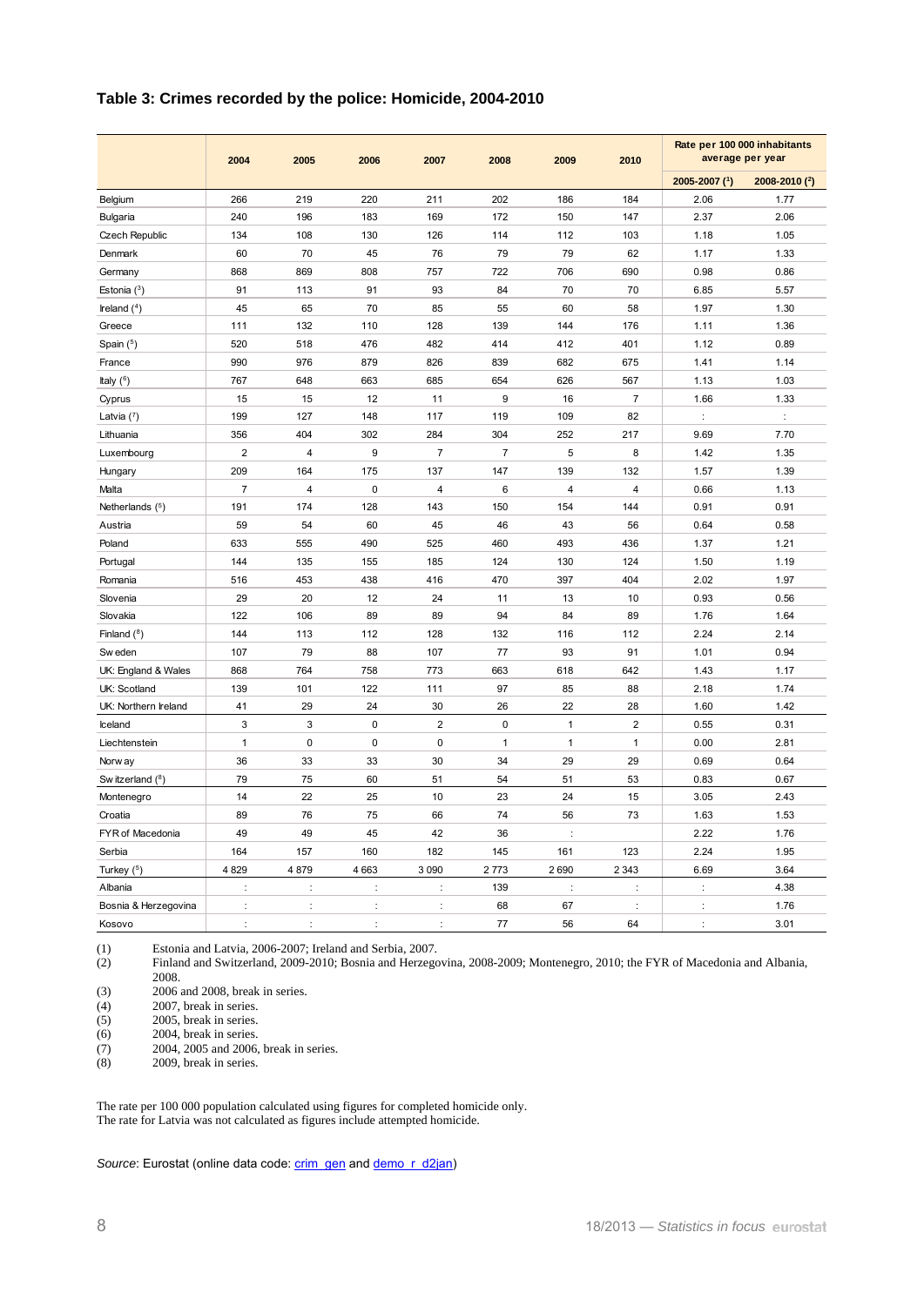### Table 3: Crimes recorded by the police: Homicide, 2004-2010

| | 2004 | 2005 | 2006 | 2007 | 2008 | 2009 | 2010 | Rate per 100 000 inhabitants average per year | |
|---|---|---|---|---|---|---|---|---|---|
| | | | | | | | | 2005-2007 (1) | 2008-2010 (2) |
| Belgium | 266 | 219 | 220 | 211 | 202 | 186 | 184 | 2.06 | 1.77 |
| Bulgaria | 240 | 196 | 183 | 169 | 172 | 150 | 147 | 2.37 | 2.06 |
| Czech Republic | 134 | 108 | 130 | 126 | 114 | 112 | 103 | 1.18 | 1.05 |
| Denmark | 60 | 70 | 45 | 76 | 79 | 79 | 62 | 1.17 | 1.33 |
| Germany | 868 | 869 | 808 | 757 | 722 | 706 | 690 | 0.98 | 0.86 |
| Estonia (3) | 91 | 113 | 91 | 93 | 84 | 70 | 70 | 6.85 | 5.57 |
| Ireland (4) | 45 | 65 | 70 | 85 | 55 | 60 | 58 | 1.97 | 1.30 |
| Greece | 111 | 132 | 110 | 128 | 139 | 144 | 176 | 1.11 | 1.36 |
| Spain (5) | 520 | 518 | 476 | 482 | 414 | 412 | 401 | 1.12 | 0.89 |
| France | 990 | 976 | 879 | 826 | 839 | 682 | 675 | 1.41 | 1.14 |
| Italy (6) | 767 | 648 | 663 | 685 | 654 | 626 | 567 | 1.13 | 1.03 |
| Cyprus | 15 | 15 | 12 | 11 | 9 | 16 | 7 | 1.66 | 1.33 |
| Latvia (7) | 199 | 127 | 148 | 117 | 119 | 109 | 82 | : | : |
| Lithuania | 356 | 404 | 302 | 284 | 304 | 252 | 217 | 9.69 | 7.70 |
| Luxembourg | 2 | 4 | 9 | 7 | 7 | 5 | 8 | 1.42 | 1.35 |
| Hungary | 209 | 164 | 175 | 137 | 147 | 139 | 132 | 1.57 | 1.39 |
| Malta | 7 | 4 | 0 | 4 | 6 | 4 | 4 | 0.66 | 1.13 |
| Netherlands (5) | 191 | 174 | 128 | 143 | 150 | 154 | 144 | 0.91 | 0.91 |
| Austria | 59 | 54 | 60 | 45 | 46 | 43 | 56 | 0.64 | 0.58 |
| Poland | 633 | 555 | 490 | 525 | 460 | 493 | 436 | 1.37 | 1.21 |
| Portugal | 144 | 135 | 155 | 185 | 124 | 130 | 124 | 1.50 | 1.19 |
| Romania | 516 | 453 | 438 | 416 | 470 | 397 | 404 | 2.02 | 1.97 |
| Slovenia | 29 | 20 | 12 | 24 | 11 | 13 | 10 | 0.93 | 0.56 |
| Slovakia | 122 | 106 | 89 | 89 | 94 | 84 | 89 | 1.76 | 1.64 |
| Finland (8) | 144 | 113 | 112 | 128 | 132 | 116 | 112 | 2.24 | 2.14 |
| Sweden | 107 | 79 | 88 | 107 | 77 | 93 | 91 | 1.01 | 0.94 |
| UK: England & Wales | 868 | 764 | 758 | 773 | 663 | 618 | 642 | 1.43 | 1.17 |
| UK: Scotland | 139 | 101 | 122 | 111 | 97 | 85 | 88 | 2.18 | 1.74 |
| UK: Northern Ireland | 41 | 29 | 24 | 30 | 26 | 22 | 28 | 1.60 | 1.42 |
| Iceland | 3 | 3 | 0 | 2 | 0 | 1 | 2 | 0.55 | 0.31 |
| Liechtenstein | 1 | 0 | 0 | 0 | 1 | 1 | 1 | 0.00 | 2.81 |
| Norway | 36 | 33 | 33 | 30 | 34 | 29 | 29 | 0.69 | 0.64 |
| Switzerland (8) | 79 | 75 | 60 | 51 | 54 | 51 | 53 | 0.83 | 0.67 |
| Montenegro | 14 | 22 | 25 | 10 | 23 | 24 | 15 | 3.05 | 2.43 |
| Croatia | 89 | 76 | 75 | 66 | 74 | 56 | 73 | 1.63 | 1.53 |
| FYR of Macedonia | 49 | 49 | 45 | 42 | 36 | : | | 2.22 | 1.76 |
| Serbia | 164 | 157 | 160 | 182 | 145 | 161 | 123 | 2.24 | 1.95 |
| Turkey (5) | 4 829 | 4 879 | 4 663 | 3 090 | 2 773 | 2 690 | 2 343 | 6.69 | 3.64 |
| Albania | : | : | : | : | 139 | : | : | : | 4.38 |
| Bosnia & Herzegovina | : | : | : | : | 68 | 67 | : | : | 1.76 |
| Kosovo | : | : | : | : | 77 | 56 | 64 | : | 3.01 |

(1) Estonia and Latvia, 2006-2007; Ireland and Serbia, 2007.
(2) Finland and Switzerland, 2009-2010; Bosnia and Herzegovina, 2008-2009; Montenegro, 2010; the FYR of Macedonia and Albania, 2008.
(3) 2006 and 2008, break in series.
(4) 2007, break in series.
(5) 2005, break in series.
(6) 2004, break in series.
(7) 2004, 2005 and 2006, break in series.
(8) 2009, break in series.

The rate per 100 000 population calculated using figures for completed homicide only.
The rate for Latvia was not calculated as figures include attempted homicide.

*Source*: Eurostat (online data code: crim_gen and demo_r_d2jan)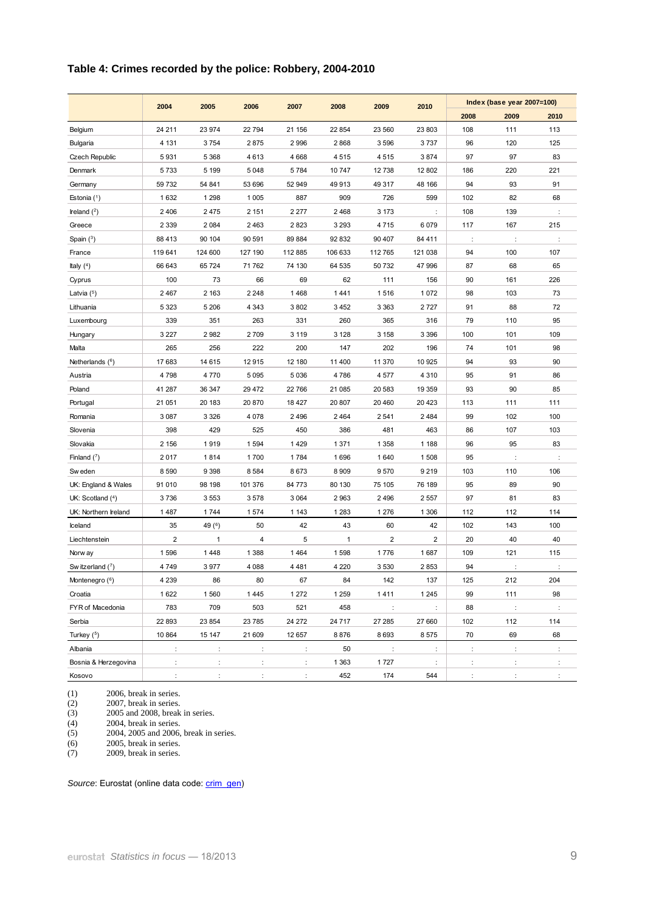### Table 4: Crimes recorded by the police: Robbery, 2004-2010

| | 2004 | 2005 | 2006 | 2007 | 2008 | 2009 | 2010 | Index (base year 2007=100) | | |
|---|---|---|---|---|---|---|---|---|---|---|
| | | | | | | | | 2008 | 2009 | 2010 |
| Belgium | 24 211 | 23 974 | 22 794 | 21 156 | 22 854 | 23 560 | 23 803 | 108 | 111 | 113 |
| Bulgaria | 4 131 | 3 754 | 2 875 | 2 996 | 2 868 | 3 596 | 3 737 | 96 | 120 | 125 |
| Czech Republic | 5 931 | 5 368 | 4 613 | 4 668 | 4 515 | 4 515 | 3 874 | 97 | 97 | 83 |
| Denmark | 5 733 | 5 199 | 5 048 | 5 784 | 10 747 | 12 738 | 12 802 | 186 | 220 | 221 |
| Germany | 59 732 | 54 841 | 53 696 | 52 949 | 49 913 | 49 317 | 48 166 | 94 | 93 | 91 |
| Estonia (1) | 1 632 | 1 298 | 1 005 | 887 | 909 | 726 | 599 | 102 | 82 | 68 |
| Ireland (2) | 2 406 | 2 475 | 2 151 | 2 277 | 2 468 | 3 173 | : | 108 | 139 | : |
| Greece | 2 339 | 2 084 | 2 463 | 2 823 | 3 293 | 4 715 | 6 079 | 117 | 167 | 215 |
| Spain (3) | 88 413 | 90 104 | 90 591 | 89 884 | 92 832 | 90 407 | 84 411 | : | : | : |
| France | 119 641 | 124 600 | 127 190 | 112 885 | 106 633 | 112 765 | 121 038 | 94 | 100 | 107 |
| Italy (4) | 66 643 | 65 724 | 71 762 | 74 130 | 64 535 | 50 732 | 47 996 | 87 | 68 | 65 |
| Cyprus | 100 | 73 | 66 | 69 | 62 | 111 | 156 | 90 | 161 | 226 |
| Latvia (5) | 2 467 | 2 163 | 2 248 | 1 468 | 1 441 | 1 516 | 1 072 | 98 | 103 | 73 |
| Lithuania | 5 323 | 5 206 | 4 343 | 3 802 | 3 452 | 3 363 | 2 727 | 91 | 88 | 72 |
| Luxembourg | 339 | 351 | 263 | 331 | 260 | 365 | 316 | 79 | 110 | 95 |
| Hungary | 3 227 | 2 982 | 2 709 | 3 119 | 3 128 | 3 158 | 3 396 | 100 | 101 | 109 |
| Malta | 265 | 256 | 222 | 200 | 147 | 202 | 196 | 74 | 101 | 98 |
| Netherlands (6) | 17 683 | 14 615 | 12 915 | 12 180 | 11 400 | 11 370 | 10 925 | 94 | 93 | 90 |
| Austria | 4 798 | 4 770 | 5 095 | 5 036 | 4 786 | 4 577 | 4 310 | 95 | 91 | 86 |
| Poland | 41 287 | 36 347 | 29 472 | 22 766 | 21 085 | 20 583 | 19 359 | 93 | 90 | 85 |
| Portugal | 21 051 | 20 183 | 20 870 | 18 427 | 20 807 | 20 460 | 20 423 | 113 | 111 | 111 |
| Romania | 3 087 | 3 326 | 4 078 | 2 496 | 2 464 | 2 541 | 2 484 | 99 | 102 | 100 |
| Slovenia | 398 | 429 | 525 | 450 | 386 | 481 | 463 | 86 | 107 | 103 |
| Slovakia | 2 156 | 1 919 | 1 594 | 1 429 | 1 371 | 1 358 | 1 188 | 96 | 95 | 83 |
| Finland (7) | 2 017 | 1 814 | 1 700 | 1 784 | 1 696 | 1 640 | 1 508 | 95 | : | : |
| Sweden | 8 590 | 9 398 | 8 584 | 8 673 | 8 909 | 9 570 | 9 219 | 103 | 110 | 106 |
| UK: England & Wales | 91 010 | 98 198 | 101 376 | 84 773 | 80 130 | 75 105 | 76 189 | 95 | 89 | 90 |
| UK: Scotland (4) | 3 736 | 3 553 | 3 578 | 3 064 | 2 963 | 2 496 | 2 557 | 97 | 81 | 83 |
| UK: Northern Ireland | 1 487 | 1 744 | 1 574 | 1 143 | 1 283 | 1 276 | 1 306 | 112 | 112 | 114 |
| Iceland | 35 | 49 (6) | 50 | 42 | 43 | 60 | 42 | 102 | 143 | 100 |
| Liechtenstein | 2 | 1 | 4 | 5 | 1 | 2 | 2 | 20 | 40 | 40 |
| Norway | 1 596 | 1 448 | 1 388 | 1 464 | 1 598 | 1 776 | 1 687 | 109 | 121 | 115 |
| Switzerland (7) | 4 749 | 3 977 | 4 088 | 4 481 | 4 220 | 3 530 | 2 853 | 94 | : | : |
| Montenegro (6) | 4 239 | 86 | 80 | 67 | 84 | 142 | 137 | 125 | 212 | 204 |
| Croatia | 1 622 | 1 560 | 1 445 | 1 272 | 1 259 | 1 411 | 1 245 | 99 | 111 | 98 |
| FYR of Macedonia | 783 | 709 | 503 | 521 | 458 | : | : | 88 | : | : |
| Serbia | 22 893 | 23 854 | 23 785 | 24 272 | 24 717 | 27 285 | 27 660 | 102 | 112 | 114 |
| Turkey (5) | 10 864 | 15 147 | 21 609 | 12 657 | 8 876 | 8 693 | 8 575 | 70 | 69 | 68 |
| Albania | : | : | : | : | 50 | : | : | : | : | : |
| Bosnia & Herzegovina | : | : | : | : | 1 363 | 1 727 | : | : | : | : |
| Kosovo | : | : | : | : | 452 | 174 | 544 | : | : | : |

(1) 2006, break in series.
(2) 2007, break in series.
(3) 2005 and 2008, break in series.
(4) 2004, break in series.
(5) 2004, 2005 and 2006, break in series.
(6) 2005, break in series.
(7) 2009, break in series.

*Source*: Eurostat (online data code: crim_gen)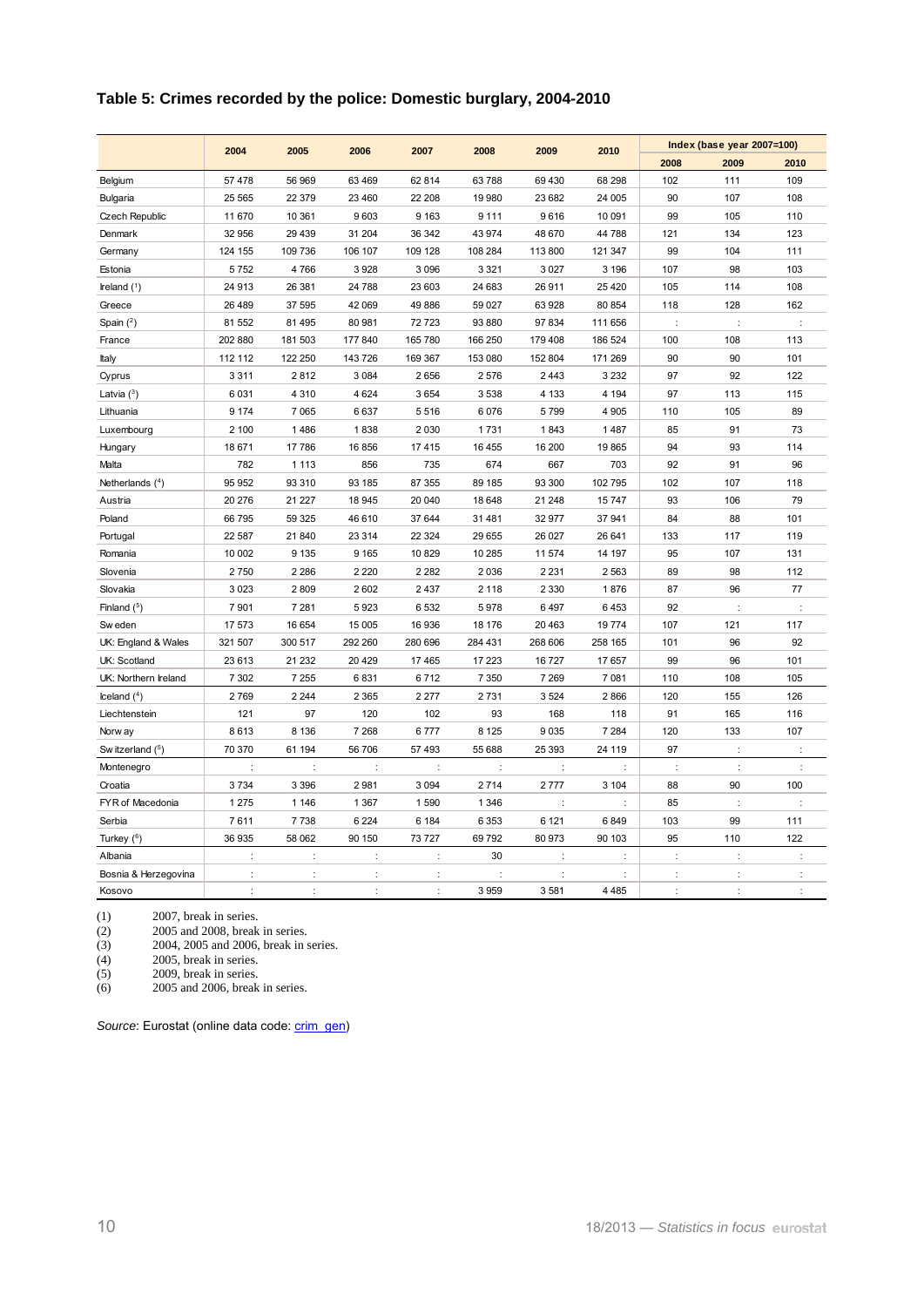## Table 5: Crimes recorded by the police: Domestic burglary, 2004-2010

| | 2004 | 2005 | 2006 | 2007 | 2008 | 2009 | 2010 | Index (base year 2007=100) | | |
|---|---|---|---|---|---|---|---|---|---|---|
| | | | | | | | | 2008 | 2009 | 2010 |
| Belgium | 57 478 | 56 969 | 63 469 | 62 814 | 63 788 | 69 430 | 68 298 | 102 | 111 | 109 |
| Bulgaria | 25 565 | 22 379 | 23 460 | 22 208 | 19 980 | 23 682 | 24 005 | 90 | 107 | 108 |
| Czech Republic | 11 670 | 10 361 | 9 603 | 9 163 | 9 111 | 9 616 | 10 091 | 99 | 105 | 110 |
| Denmark | 32 956 | 29 439 | 31 204 | 36 342 | 43 974 | 48 670 | 44 788 | 121 | 134 | 123 |
| Germany | 124 155 | 109 736 | 106 107 | 109 128 | 108 284 | 113 800 | 121 347 | 99 | 104 | 111 |
| Estonia | 5 752 | 4 766 | 3 928 | 3 096 | 3 321 | 3 027 | 3 196 | 107 | 98 | 103 |
| Ireland (1) | 24 913 | 26 381 | 24 788 | 23 603 | 24 683 | 26 911 | 25 420 | 105 | 114 | 108 |
| Greece | 26 489 | 37 595 | 42 069 | 49 886 | 59 027 | 63 928 | 80 854 | 118 | 128 | 162 |
| Spain (2) | 81 552 | 81 495 | 80 981 | 72 723 | 93 880 | 97 834 | 111 656 | : | : | : |
| France | 202 880 | 181 503 | 177 840 | 165 780 | 166 250 | 179 408 | 186 524 | 100 | 108 | 113 |
| Italy | 112 112 | 122 250 | 143 726 | 169 367 | 153 080 | 152 804 | 171 269 | 90 | 90 | 101 |
| Cyprus | 3 311 | 2 812 | 3 084 | 2 656 | 2 576 | 2 443 | 3 232 | 97 | 92 | 122 |
| Latvia (3) | 6 031 | 4 310 | 4 624 | 3 654 | 3 538 | 4 133 | 4 194 | 97 | 113 | 115 |
| Lithuania | 9 174 | 7 065 | 6 637 | 5 516 | 6 076 | 5 799 | 4 905 | 110 | 105 | 89 |
| Luxembourg | 2 100 | 1 486 | 1 838 | 2 030 | 1 731 | 1 843 | 1 487 | 85 | 91 | 73 |
| Hungary | 18 671 | 17 786 | 16 856 | 17 415 | 16 455 | 16 200 | 19 865 | 94 | 93 | 114 |
| Malta | 782 | 1 113 | 856 | 735 | 674 | 667 | 703 | 92 | 91 | 96 |
| Netherlands (4) | 95 952 | 93 310 | 93 185 | 87 355 | 89 185 | 93 300 | 102 795 | 102 | 107 | 118 |
| Austria | 20 276 | 21 227 | 18 945 | 20 040 | 18 648 | 21 248 | 15 747 | 93 | 106 | 79 |
| Poland | 66 795 | 59 325 | 46 610 | 37 644 | 31 481 | 32 977 | 37 941 | 84 | 88 | 101 |
| Portugal | 22 587 | 21 840 | 23 314 | 22 324 | 29 655 | 26 027 | 26 641 | 133 | 117 | 119 |
| Romania | 10 002 | 9 135 | 9 165 | 10 829 | 10 285 | 11 574 | 14 197 | 95 | 107 | 131 |
| Slovenia | 2 750 | 2 286 | 2 220 | 2 282 | 2 036 | 2 231 | 2 563 | 89 | 98 | 112 |
| Slovakia | 3 023 | 2 809 | 2 602 | 2 437 | 2 118 | 2 330 | 1 876 | 87 | 96 | 77 |
| Finland (5) | 7 901 | 7 281 | 5 923 | 6 532 | 5 978 | 6 497 | 6 453 | 92 | : | : |
| Sweden | 17 573 | 16 654 | 15 005 | 16 936 | 18 176 | 20 463 | 19 774 | 107 | 121 | 117 |
| UK: England & Wales | 321 507 | 300 517 | 292 260 | 280 696 | 284 431 | 268 606 | 258 165 | 101 | 96 | 92 |
| UK: Scotland | 23 613 | 21 232 | 20 429 | 17 465 | 17 223 | 16 727 | 17 657 | 99 | 96 | 101 |
| UK: Northern Ireland | 7 302 | 7 255 | 6 831 | 6 712 | 7 350 | 7 269 | 7 081 | 110 | 108 | 105 |
| Iceland (4) | 2 769 | 2 244 | 2 365 | 2 277 | 2 731 | 3 524 | 2 866 | 120 | 155 | 126 |
| Liechtenstein | 121 | 97 | 120 | 102 | 93 | 168 | 118 | 91 | 165 | 116 |
| Norway | 8 613 | 8 136 | 7 268 | 6 777 | 8 125 | 9 035 | 7 284 | 120 | 133 | 107 |
| Switzerland (5) | 70 370 | 61 194 | 56 706 | 57 493 | 55 688 | 25 393 | 24 119 | 97 | : | : |
| Montenegro | : | : | : | : | : | : | : | : | : | : |
| Croatia | 3 734 | 3 396 | 2 981 | 3 094 | 2 714 | 2 777 | 3 104 | 88 | 90 | 100 |
| FYR of Macedonia | 1 275 | 1 146 | 1 367 | 1 590 | 1 346 | : | : | 85 | : | : |
| Serbia | 7 611 | 7 738 | 6 224 | 6 184 | 6 353 | 6 121 | 6 849 | 103 | 99 | 111 |
| Turkey (6) | 36 935 | 58 062 | 90 150 | 73 727 | 69 792 | 80 973 | 90 103 | 95 | 110 | 122 |
| Albania | : | : | : | : | 30 | : | : | : | : | : |
| Bosnia & Herzegovina | : | : | : | : | : | : | : | : | : | : |
| Kosovo | : | : | : | : | 3 959 | 3 581 | 4 485 | : | : | : |

(1) 2007, break in series.
(2) 2005 and 2008, break in series.
(3) 2004, 2005 and 2006, break in series.
(4) 2005, break in series.
(5) 2009, break in series.
(6) 2005 and 2006, break in series.

*Source*: Eurostat (online data code: crim_gen)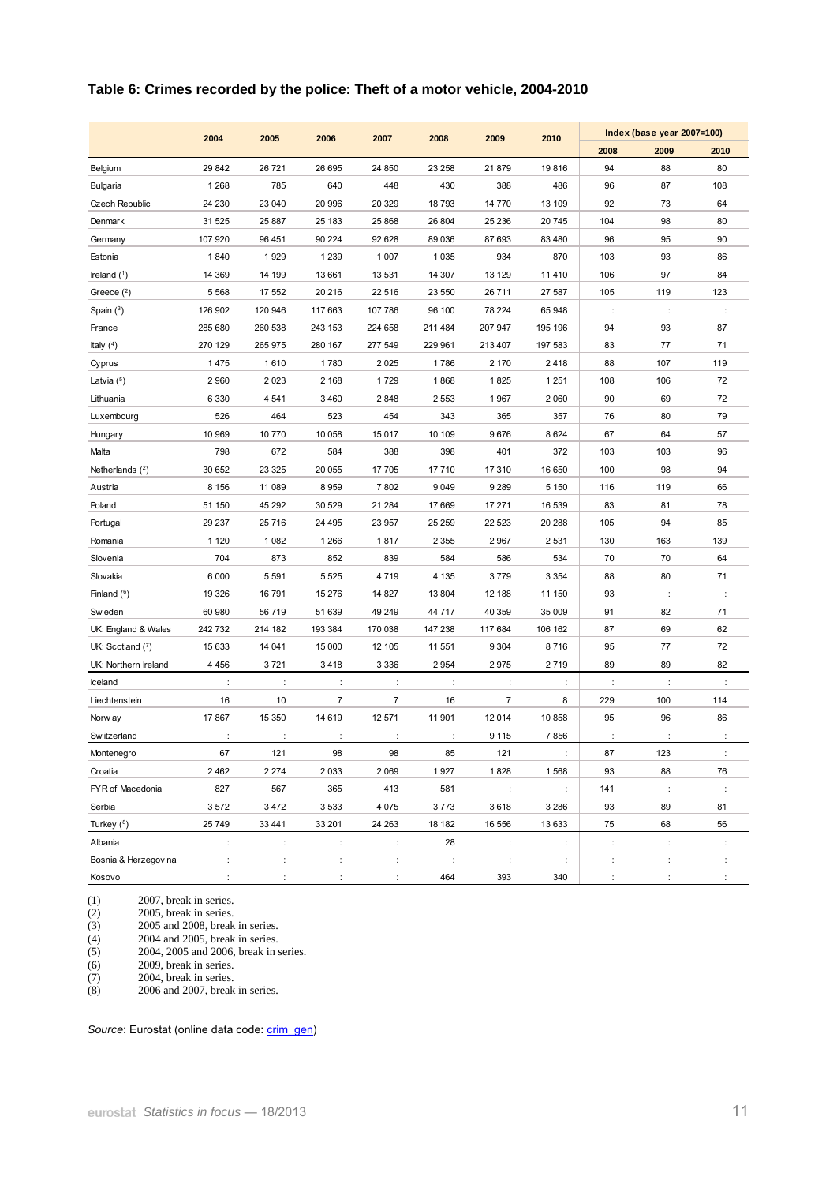**Table 6: Crimes recorded by the police: Theft of a motor vehicle, 2004-2010**

| | 2004 | 2005 | 2006 | 2007 | 2008 | 2009 | 2010 | Index (base year 2007=100) | | |
|---|---|---|---|---|---|---|---|---|---|---|
| | | | | | | | | 2008 | 2009 | 2010 |
| Belgium | 29 842 | 26 721 | 26 695 | 24 850 | 23 258 | 21 879 | 19 816 | 94 | 88 | 80 |
| Bulgaria | 1 268 | 785 | 640 | 448 | 430 | 388 | 486 | 96 | 87 | 108 |
| Czech Republic | 24 230 | 23 040 | 20 996 | 20 329 | 18 793 | 14 770 | 13 109 | 92 | 73 | 64 |
| Denmark | 31 525 | 25 887 | 25 183 | 25 868 | 26 804 | 25 236 | 20 745 | 104 | 98 | 80 |
| Germany | 107 920 | 96 451 | 90 224 | 92 628 | 89 036 | 87 693 | 83 480 | 96 | 95 | 90 |
| Estonia | 1 840 | 1 929 | 1 239 | 1 007 | 1 035 | 934 | 870 | 103 | 93 | 86 |
| Ireland (1) | 14 369 | 14 199 | 13 661 | 13 531 | 14 307 | 13 129 | 11 410 | 106 | 97 | 84 |
| Greece (2) | 5 568 | 17 552 | 20 216 | 22 516 | 23 550 | 26 711 | 27 587 | 105 | 119 | 123 |
| Spain (3) | 126 902 | 120 946 | 117 663 | 107 786 | 96 100 | 78 224 | 65 948 | : | : | : |
| France | 285 680 | 260 538 | 243 153 | 224 658 | 211 484 | 207 947 | 195 196 | 94 | 93 | 87 |
| Italy (4) | 270 129 | 265 975 | 280 167 | 277 549 | 229 961 | 213 407 | 197 583 | 83 | 77 | 71 |
| Cyprus | 1 475 | 1 610 | 1 780 | 2 025 | 1 786 | 2 170 | 2 418 | 88 | 107 | 119 |
| Latvia (5) | 2 960 | 2 023 | 2 168 | 1 729 | 1 868 | 1 825 | 1 251 | 108 | 106 | 72 |
| Lithuania | 6 330 | 4 541 | 3 460 | 2 848 | 2 553 | 1 967 | 2 060 | 90 | 69 | 72 |
| Luxembourg | 526 | 464 | 523 | 454 | 343 | 365 | 357 | 76 | 80 | 79 |
| Hungary | 10 969 | 10 770 | 10 058 | 15 017 | 10 109 | 9 676 | 8 624 | 67 | 64 | 57 |
| Malta | 798 | 672 | 584 | 388 | 398 | 401 | 372 | 103 | 103 | 96 |
| Netherlands (2) | 30 652 | 23 325 | 20 055 | 17 705 | 17 710 | 17 310 | 16 650 | 100 | 98 | 94 |
| Austria | 8 156 | 11 089 | 8 959 | 7 802 | 9 049 | 9 289 | 5 150 | 116 | 119 | 66 |
| Poland | 51 150 | 45 292 | 30 529 | 21 284 | 17 669 | 17 271 | 16 539 | 83 | 81 | 78 |
| Portugal | 29 237 | 25 716 | 24 495 | 23 957 | 25 259 | 22 523 | 20 288 | 105 | 94 | 85 |
| Romania | 1 120 | 1 082 | 1 266 | 1 817 | 2 355 | 2 967 | 2 531 | 130 | 163 | 139 |
| Slovenia | 704 | 873 | 852 | 839 | 584 | 586 | 534 | 70 | 70 | 64 |
| Slovakia | 6 000 | 5 591 | 5 525 | 4 719 | 4 135 | 3 779 | 3 354 | 88 | 80 | 71 |
| Finland (6) | 19 326 | 16 791 | 15 276 | 14 827 | 13 804 | 12 188 | 11 150 | 93 | : | : |
| Sweden | 60 980 | 56 719 | 51 639 | 49 249 | 44 717 | 40 359 | 35 009 | 91 | 82 | 71 |
| UK: England & Wales | 242 732 | 214 182 | 193 384 | 170 038 | 147 238 | 117 684 | 106 162 | 87 | 69 | 62 |
| UK: Scotland (7) | 15 633 | 14 041 | 15 000 | 12 105 | 11 551 | 9 304 | 8 716 | 95 | 77 | 72 |
| UK: Northern Ireland | 4 456 | 3 721 | 3 418 | 3 336 | 2 954 | 2 975 | 2 719 | 89 | 89 | 82 |
| Iceland | : | : | : | : | : | : | : | : | : | : |
| Liechtenstein | 16 | 10 | 7 | 7 | 16 | 7 | 8 | 229 | 100 | 114 |
| Norway | 17 867 | 15 350 | 14 619 | 12 571 | 11 901 | 12 014 | 10 858 | 95 | 96 | 86 |
| Switzerland | : | : | : | : | : | 9 115 | 7 856 | : | : | : |
| Montenegro | 67 | 121 | 98 | 98 | 85 | 121 | : | 87 | 123 | : |
| Croatia | 2 462 | 2 274 | 2 033 | 2 069 | 1 927 | 1 828 | 1 568 | 93 | 88 | 76 |
| FYR of Macedonia | 827 | 567 | 365 | 413 | 581 | : | : | 141 | : | : |
| Serbia | 3 572 | 3 472 | 3 533 | 4 075 | 3 773 | 3 618 | 3 286 | 93 | 89 | 81 |
| Turkey (8) | 25 749 | 33 441 | 33 201 | 24 263 | 18 182 | 16 556 | 13 633 | 75 | 68 | 56 |
| Albania | : | : | : | : | 28 | : | : | : | : | : |
| Bosnia & Herzegovina | : | : | : | : | : | : | : | : | : | : |
| Kosovo | : | : | : | : | 464 | 393 | 340 | : | : | : |

(1) 2007, break in series.
(2) 2005, break in series.
(3) 2005 and 2008, break in series.
(4) 2004 and 2005, break in series.
(5) 2004, 2005 and 2006, break in series.
(6) 2009, break in series.
(7) 2004, break in series.
(8) 2006 and 2007, break in series.

*Source*: Eurostat (online data code: crim_gen)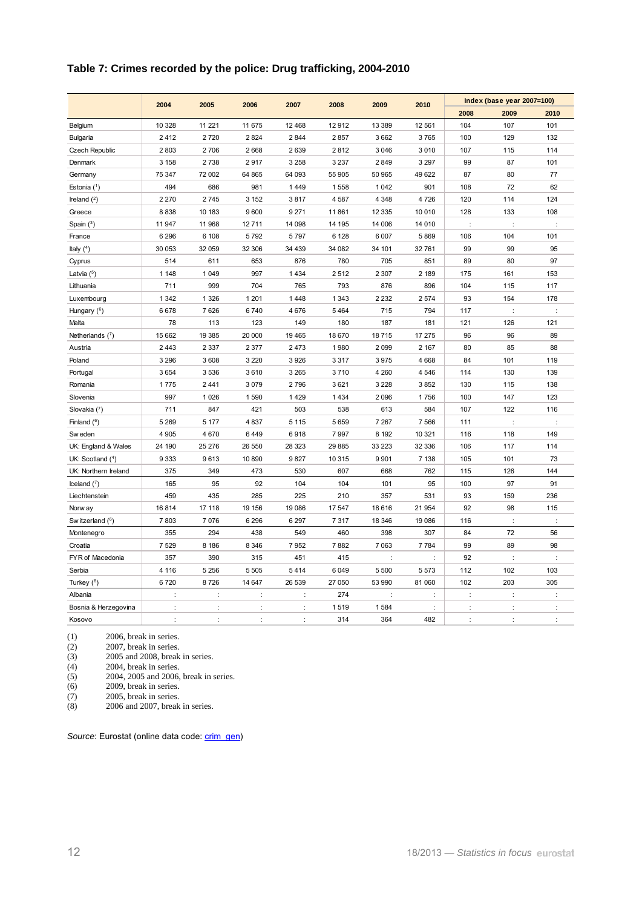## Table 7: Crimes recorded by the police: Drug trafficking, 2004-2010

| | 2004 | 2005 | 2006 | 2007 | 2008 | 2009 | 2010 | Index (base year 2007=100) | | |
|---|---|---|---|---|---|---|---|---|---|---|
| | | | | | | | | 2008 | 2009 | 2010 |
| Belgium | 10 328 | 11 221 | 11 675 | 12 468 | 12 912 | 13 389 | 12 561 | 104 | 107 | 101 |
| Bulgaria | 2 412 | 2 720 | 2 824 | 2 844 | 2 857 | 3 662 | 3 765 | 100 | 129 | 132 |
| Czech Republic | 2 803 | 2 706 | 2 668 | 2 639 | 2 812 | 3 046 | 3 010 | 107 | 115 | 114 |
| Denmark | 3 158 | 2 738 | 2 917 | 3 258 | 3 237 | 2 849 | 3 297 | 99 | 87 | 101 |
| Germany | 75 347 | 72 002 | 64 865 | 64 093 | 55 905 | 50 965 | 49 622 | 87 | 80 | 77 |
| Estonia (1) | 494 | 686 | 981 | 1 449 | 1 558 | 1 042 | 901 | 108 | 72 | 62 |
| Ireland (2) | 2 270 | 2 745 | 3 152 | 3 817 | 4 587 | 4 348 | 4 726 | 120 | 114 | 124 |
| Greece | 8 838 | 10 183 | 9 600 | 9 271 | 11 861 | 12 335 | 10 010 | 128 | 133 | 108 |
| Spain (3) | 11 947 | 11 968 | 12 711 | 14 098 | 14 195 | 14 006 | 14 010 | : | : | : |
| France | 6 296 | 6 108 | 5 792 | 5 797 | 6 128 | 6 007 | 5 869 | 106 | 104 | 101 |
| Italy (4) | 30 053 | 32 059 | 32 306 | 34 439 | 34 082 | 34 101 | 32 761 | 99 | 99 | 95 |
| Cyprus | 514 | 611 | 653 | 876 | 780 | 705 | 851 | 89 | 80 | 97 |
| Latvia (5) | 1 148 | 1 049 | 997 | 1 434 | 2 512 | 2 307 | 2 189 | 175 | 161 | 153 |
| Lithuania | 711 | 999 | 704 | 765 | 793 | 876 | 896 | 104 | 115 | 117 |
| Luxembourg | 1 342 | 1 326 | 1 201 | 1 448 | 1 343 | 2 232 | 2 574 | 93 | 154 | 178 |
| Hungary (6) | 6 678 | 7 626 | 6 740 | 4 676 | 5 464 | 715 | 794 | 117 | : | : |
| Malta | 78 | 113 | 123 | 149 | 180 | 187 | 181 | 121 | 126 | 121 |
| Netherlands (7) | 15 662 | 19 385 | 20 000 | 19 465 | 18 670 | 18 715 | 17 275 | 96 | 96 | 89 |
| Austria | 2 443 | 2 337 | 2 377 | 2 473 | 1 980 | 2 099 | 2 167 | 80 | 85 | 88 |
| Poland | 3 296 | 3 608 | 3 220 | 3 926 | 3 317 | 3 975 | 4 668 | 84 | 101 | 119 |
| Portugal | 3 654 | 3 536 | 3 610 | 3 265 | 3 710 | 4 260 | 4 546 | 114 | 130 | 139 |
| Romania | 1 775 | 2 441 | 3 079 | 2 796 | 3 621 | 3 228 | 3 852 | 130 | 115 | 138 |
| Slovenia | 997 | 1 026 | 1 590 | 1 429 | 1 434 | 2 096 | 1 756 | 100 | 147 | 123 |
| Slovakia (7) | 711 | 847 | 421 | 503 | 538 | 613 | 584 | 107 | 122 | 116 |
| Finland (6) | 5 269 | 5 177 | 4 837 | 5 115 | 5 659 | 7 267 | 7 566 | 111 | : | : |
| Sweden | 4 905 | 4 670 | 6 449 | 6 918 | 7 997 | 8 192 | 10 321 | 116 | 118 | 149 |
| UK: England & Wales | 24 190 | 25 276 | 26 550 | 28 323 | 29 885 | 33 223 | 32 336 | 106 | 117 | 114 |
| UK: Scotland (4) | 9 333 | 9 613 | 10 890 | 9 827 | 10 315 | 9 901 | 7 138 | 105 | 101 | 73 |
| UK: Northern Ireland | 375 | 349 | 473 | 530 | 607 | 668 | 762 | 115 | 126 | 144 |
| Iceland (7) | 165 | 95 | 92 | 104 | 104 | 101 | 95 | 100 | 97 | 91 |
| Liechtenstein | 459 | 435 | 285 | 225 | 210 | 357 | 531 | 93 | 159 | 236 |
| Norway | 16 814 | 17 118 | 19 156 | 19 086 | 17 547 | 18 616 | 21 954 | 92 | 98 | 115 |
| Switzerland (6) | 7 803 | 7 076 | 6 296 | 6 297 | 7 317 | 18 346 | 19 086 | 116 | : | : |
| Montenegro | 355 | 294 | 438 | 549 | 460 | 398 | 307 | 84 | 72 | 56 |
| Croatia | 7 529 | 8 186 | 8 346 | 7 952 | 7 882 | 7 063 | 7 784 | 99 | 89 | 98 |
| FYR of Macedonia | 357 | 390 | 315 | 451 | 415 | : | : | 92 | : | : |
| Serbia | 4 116 | 5 256 | 5 505 | 5 414 | 6 049 | 5 500 | 5 573 | 112 | 102 | 103 |
| Turkey (8) | 6 720 | 8 726 | 14 647 | 26 539 | 27 050 | 53 990 | 81 060 | 102 | 203 | 305 |
| Albania | : | : | : | : | 274 | : | : | : | : | : |
| Bosnia & Herzegovina | : | : | : | : | 1 519 | 1 584 | : | : | : | : |
| Kosovo | : | : | : | : | 314 | 364 | 482 | : | : | : |

(1) 2006, break in series.
(2) 2007, break in series.
(3) 2005 and 2008, break in series.
(4) 2004, break in series.
(5) 2004, 2005 and 2006, break in series.
(6) 2009, break in series.
(7) 2005, break in series.
(8) 2006 and 2007, break in series.

*Source*: Eurostat (online data code: crim_gen)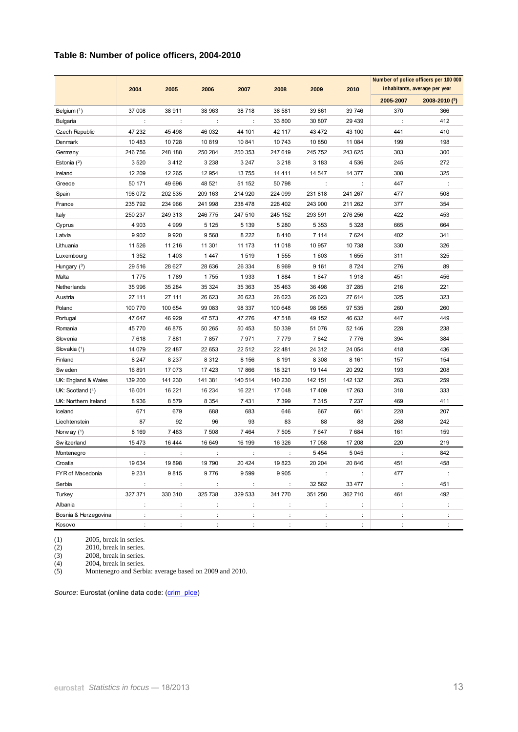### Table 8: Number of police officers, 2004-2010

| | 2004 | 2005 | 2006 | 2007 | 2008 | 2009 | 2010 | Number of police officers per 100 000 inhabitants, average per year | |
|---|---|---|---|---|---|---|---|---|---|
| | | | | | | | | 2005-2007 | 2008-2010 (5) |
| Belgium (1) | 37 008 | 38 911 | 38 963 | 38 718 | 38 581 | 39 861 | 39 746 | 370 | 366 |
| Bulgaria | : | : | : | : | 33 800 | 30 807 | 29 439 | : | 412 |
| Czech Republic | 47 232 | 45 498 | 46 032 | 44 101 | 42 117 | 43 472 | 43 100 | 441 | 410 |
| Denmark | 10 483 | 10 728 | 10 819 | 10 841 | 10 743 | 10 850 | 11 084 | 199 | 198 |
| Germany | 246 756 | 248 188 | 250 284 | 250 353 | 247 619 | 245 752 | 243 625 | 303 | 300 |
| Estonia (2) | 3 520 | 3 412 | 3 238 | 3 247 | 3 218 | 3 183 | 4 536 | 245 | 272 |
| Ireland | 12 209 | 12 265 | 12 954 | 13 755 | 14 411 | 14 547 | 14 377 | 308 | 325 |
| Greece | 50 171 | 49 696 | 48 521 | 51 152 | 50 798 | : | : | 447 | : |
| Spain | 198 072 | 202 535 | 209 163 | 214 920 | 224 099 | 231 818 | 241 267 | 477 | 508 |
| France | 235 792 | 234 966 | 241 998 | 238 478 | 228 402 | 243 900 | 211 262 | 377 | 354 |
| Italy | 250 237 | 249 313 | 246 775 | 247 510 | 245 152 | 293 591 | 276 256 | 422 | 453 |
| Cyprus | 4 903 | 4 999 | 5 125 | 5 139 | 5 280 | 5 353 | 5 328 | 665 | 664 |
| Latvia | 9 902 | 9 920 | 9 568 | 8 222 | 8 410 | 7 114 | 7 624 | 402 | 341 |
| Lithuania | 11 526 | 11 216 | 11 301 | 11 173 | 11 018 | 10 957 | 10 738 | 330 | 326 |
| Luxembourg | 1 352 | 1 403 | 1 447 | 1 519 | 1 555 | 1 603 | 1 655 | 311 | 325 |
| Hungary (3) | 29 516 | 28 627 | 28 636 | 26 334 | 8 969 | 9 161 | 8 724 | 276 | 89 |
| Malta | 1 775 | 1 789 | 1 755 | 1 933 | 1 884 | 1 847 | 1 918 | 451 | 456 |
| Netherlands | 35 996 | 35 284 | 35 324 | 35 363 | 35 463 | 36 498 | 37 285 | 216 | 221 |
| Austria | 27 111 | 27 111 | 26 623 | 26 623 | 26 623 | 26 623 | 27 614 | 325 | 323 |
| Poland | 100 770 | 100 654 | 99 083 | 98 337 | 100 648 | 98 955 | 97 535 | 260 | 260 |
| Portugal | 47 647 | 46 929 | 47 573 | 47 276 | 47 518 | 49 152 | 46 632 | 447 | 449 |
| Romania | 45 770 | 46 875 | 50 265 | 50 453 | 50 339 | 51 076 | 52 146 | 228 | 238 |
| Slovenia | 7 618 | 7 881 | 7 857 | 7 971 | 7 779 | 7 842 | 7 776 | 394 | 384 |
| Slovakia (1) | 14 079 | 22 487 | 22 653 | 22 512 | 22 481 | 24 312 | 24 054 | 418 | 436 |
| Finland | 8 247 | 8 237 | 8 312 | 8 156 | 8 191 | 8 308 | 8 161 | 157 | 154 |
| Sweden | 16 891 | 17 073 | 17 423 | 17 866 | 18 321 | 19 144 | 20 292 | 193 | 208 |
| UK: England & Wales | 139 200 | 141 230 | 141 381 | 140 514 | 140 230 | 142 151 | 142 132 | 263 | 259 |
| UK: Scotland (4) | 16 001 | 16 221 | 16 234 | 16 221 | 17 048 | 17 409 | 17 263 | 318 | 333 |
| UK: Northern Ireland | 8 936 | 8 579 | 8 354 | 7 431 | 7 399 | 7 315 | 7 237 | 469 | 411 |
| Iceland | 671 | 679 | 688 | 683 | 646 | 667 | 661 | 228 | 207 |
| Liechtenstein | 87 | 92 | 96 | 93 | 83 | 88 | 88 | 268 | 242 |
| Norway (1) | 8 169 | 7 483 | 7 508 | 7 464 | 7 505 | 7 647 | 7 684 | 161 | 159 |
| Switzerland | 15 473 | 16 444 | 16 649 | 16 199 | 16 326 | 17 058 | 17 208 | 220 | 219 |
| Montenegro | : | : | : | : | : | 5 454 | 5 045 | : | 842 |
| Croatia | 19 634 | 19 898 | 19 790 | 20 424 | 19 823 | 20 204 | 20 846 | 451 | 458 |
| FYR of Macedonia | 9 231 | 9 815 | 9 776 | 9 599 | 9 905 | : | : | 477 | : |
| Serbia | : | : | : | : | : | 32 562 | 33 477 | : | 451 |
| Turkey | 327 371 | 330 310 | 325 738 | 329 533 | 341 770 | 351 250 | 362 710 | 461 | 492 |
| Albania | : | : | : | : | : | : | : | : | : |
| Bosnia & Herzegovina | : | : | : | : | : | : | : | : | : |
| Kosovo | : | : | : | : | : | : | : | : | : |

(1) 2005, break in series.
(2) 2010, break in series.
(3) 2008, break in series.
(4) 2004, break in series.
(5) Montenegro and Serbia: average based on 2009 and 2010.

*Source*: Eurostat (online data code: (crim_plce)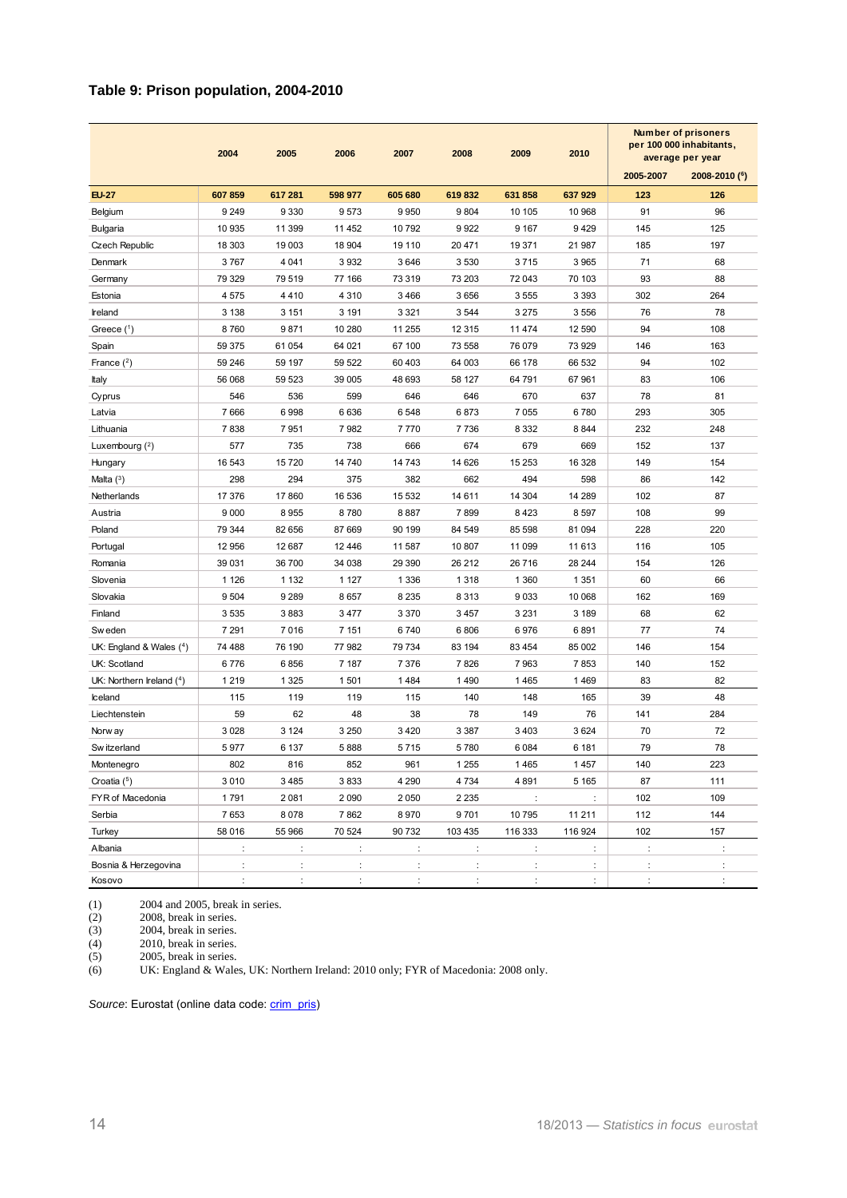## Table 9: Prison population, 2004-2010

| | 2004 | 2005 | 2006 | 2007 | 2008 | 2009 | 2010 | Number of prisoners per 100 000 inhabitants, average per year | |
|---|---|---|---|---|---|---|---|---|---|
| | | | | | | | | 2005-2007 | 2008-2010 (6) |
| **EU-27** | **607 859** | **617 281** | **598 977** | **605 680** | **619 832** | **631 858** | **637 929** | **123** | **126** |
| Belgium | 9 249 | 9 330 | 9 573 | 9 950 | 9 804 | 10 105 | 10 968 | 91 | 96 |
| Bulgaria | 10 935 | 11 399 | 11 452 | 10 792 | 9 922 | 9 167 | 9 429 | 145 | 125 |
| Czech Republic | 18 303 | 19 003 | 18 904 | 19 110 | 20 471 | 19 371 | 21 987 | 185 | 197 |
| Denmark | 3 767 | 4 041 | 3 932 | 3 646 | 3 530 | 3 715 | 3 965 | 71 | 68 |
| Germany | 79 329 | 79 519 | 77 166 | 73 319 | 73 203 | 72 043 | 70 103 | 93 | 88 |
| Estonia | 4 575 | 4 410 | 4 310 | 3 466 | 3 656 | 3 555 | 3 393 | 302 | 264 |
| Ireland | 3 138 | 3 151 | 3 191 | 3 321 | 3 544 | 3 275 | 3 556 | 76 | 78 |
| Greece (1) | 8 760 | 9 871 | 10 280 | 11 255 | 12 315 | 11 474 | 12 590 | 94 | 108 |
| Spain | 59 375 | 61 054 | 64 021 | 67 100 | 73 558 | 76 079 | 73 929 | 146 | 163 |
| France (2) | 59 246 | 59 197 | 59 522 | 60 403 | 64 003 | 66 178 | 66 532 | 94 | 102 |
| Italy | 56 068 | 59 523 | 39 005 | 48 693 | 58 127 | 64 791 | 67 961 | 83 | 106 |
| Cyprus | 546 | 536 | 599 | 646 | 646 | 670 | 637 | 78 | 81 |
| Latvia | 7 666 | 6 998 | 6 636 | 6 548 | 6 873 | 7 055 | 6 780 | 293 | 305 |
| Lithuania | 7 838 | 7 951 | 7 982 | 7 770 | 7 736 | 8 332 | 8 844 | 232 | 248 |
| Luxembourg (2) | 577 | 735 | 738 | 666 | 674 | 679 | 669 | 152 | 137 |
| Hungary | 16 543 | 15 720 | 14 740 | 14 743 | 14 626 | 15 253 | 16 328 | 149 | 154 |
| Malta (3) | 298 | 294 | 375 | 382 | 662 | 494 | 598 | 86 | 142 |
| Netherlands | 17 376 | 17 860 | 16 536 | 15 532 | 14 611 | 14 304 | 14 289 | 102 | 87 |
| Austria | 9 000 | 8 955 | 8 780 | 8 887 | 7 899 | 8 423 | 8 597 | 108 | 99 |
| Poland | 79 344 | 82 656 | 87 669 | 90 199 | 84 549 | 85 598 | 81 094 | 228 | 220 |
| Portugal | 12 956 | 12 687 | 12 446 | 11 587 | 10 807 | 11 099 | 11 613 | 116 | 105 |
| Romania | 39 031 | 36 700 | 34 038 | 29 390 | 26 212 | 26 716 | 28 244 | 154 | 126 |
| Slovenia | 1 126 | 1 132 | 1 127 | 1 336 | 1 318 | 1 360 | 1 351 | 60 | 66 |
| Slovakia | 9 504 | 9 289 | 8 657 | 8 235 | 8 313 | 9 033 | 10 068 | 162 | 169 |
| Finland | 3 535 | 3 883 | 3 477 | 3 370 | 3 457 | 3 231 | 3 189 | 68 | 62 |
| Sweden | 7 291 | 7 016 | 7 151 | 6 740 | 6 806 | 6 976 | 6 891 | 77 | 74 |
| UK: England & Wales (4) | 74 488 | 76 190 | 77 982 | 79 734 | 83 194 | 83 454 | 85 002 | 146 | 154 |
| UK: Scotland | 6 776 | 6 856 | 7 187 | 7 376 | 7 826 | 7 963 | 7 853 | 140 | 152 |
| UK: Northern Ireland (4) | 1 219 | 1 325 | 1 501 | 1 484 | 1 490 | 1 465 | 1 469 | 83 | 82 |
| Iceland | 115 | 119 | 119 | 115 | 140 | 148 | 165 | 39 | 48 |
| Liechtenstein | 59 | 62 | 48 | 38 | 78 | 149 | 76 | 141 | 284 |
| Norway | 3 028 | 3 124 | 3 250 | 3 420 | 3 387 | 3 403 | 3 624 | 70 | 72 |
| Switzerland | 5 977 | 6 137 | 5 888 | 5 715 | 5 780 | 6 084 | 6 181 | 79 | 78 |
| Montenegro | 802 | 816 | 852 | 961 | 1 255 | 1 465 | 1 457 | 140 | 223 |
| Croatia (5) | 3 010 | 3 485 | 3 833 | 4 290 | 4 734 | 4 891 | 5 165 | 87 | 111 |
| FYR of Macedonia | 1 791 | 2 081 | 2 090 | 2 050 | 2 235 | : | : | 102 | 109 |
| Serbia | 7 653 | 8 078 | 7 862 | 8 970 | 9 701 | 10 795 | 11 211 | 112 | 144 |
| Turkey | 58 016 | 55 966 | 70 524 | 90 732 | 103 435 | 116 333 | 116 924 | 102 | 157 |
| Albania | : | : | : | : | : | : | : | : | : |
| Bosnia & Herzegovina | : | : | : | : | : | : | : | : | : |
| Kosovo | : | : | : | : | : | : | : | : | : |

(1) 2004 and 2005, break in series.
(2) 2008, break in series.
(3) 2004, break in series.
(4) 2010, break in series.
(5) 2005, break in series.
(6) UK: England & Wales, UK: Northern Ireland: 2010 only; FYR of Macedonia: 2008 only.

*Source*: Eurostat (online data code: crim_pris)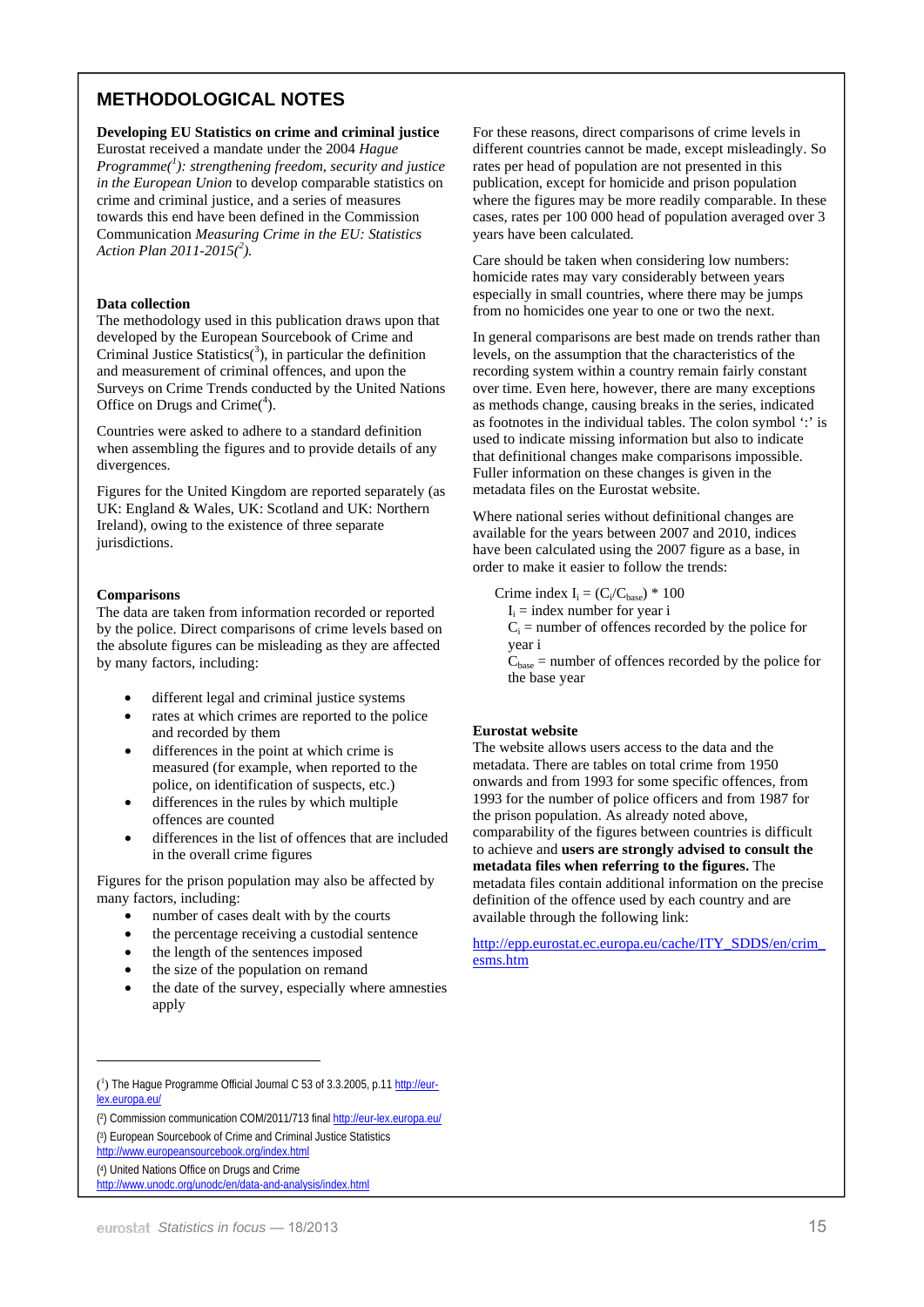## METHODOLOGICAL NOTES

**Developing EU Statistics on crime and criminal justice**
Eurostat received a mandate under the 2004 *Hague Programme*([1])*: strengthening freedom, security and justice in the European Union* to develop comparable statistics on crime and criminal justice, and a series of measures towards this end have been defined in the Commission Communication *Measuring Crime in the EU: Statistics Action Plan 2011-2015*([2]).

**Data collection**
The methodology used in this publication draws upon that developed by the European Sourcebook of Crime and Criminal Justice Statistics([3]), in particular the definition and measurement of criminal offences, and upon the Surveys on Crime Trends conducted by the United Nations Office on Drugs and Crime([4]).

Countries were asked to adhere to a standard definition when assembling the figures and to provide details of any divergences.

Figures for the United Kingdom are reported separately (as UK: England & Wales, UK: Scotland and UK: Northern Ireland), owing to the existence of three separate jurisdictions.

**Comparisons**
The data are taken from information recorded or reported by the police. Direct comparisons of crime levels based on the absolute figures can be misleading as they are affected by many factors, including:

- different legal and criminal justice systems
- rates at which crimes are reported to the police and recorded by them
- differences in the point at which crime is measured (for example, when reported to the police, on identification of suspects, etc.)
- differences in the rules by which multiple offences are counted
- differences in the list of offences that are included in the overall crime figures

Figures for the prison population may also be affected by many factors, including:

- number of cases dealt with by the courts
- the percentage receiving a custodial sentence
- the length of the sentences imposed
- the size of the population on remand
- the date of the survey, especially where amnesties apply

For these reasons, direct comparisons of crime levels in different countries cannot be made, except misleadingly. So rates per head of population are not presented in this publication, except for homicide and prison population where the figures may be more readily comparable. In these cases, rates per 100 000 head of population averaged over 3 years have been calculated.

Care should be taken when considering low numbers: homicide rates may vary considerably between years especially in small countries, where there may be jumps from no homicides one year to one or two the next.

In general comparisons are best made on trends rather than levels, on the assumption that the characteristics of the recording system within a country remain fairly constant over time. Even here, however, there are many exceptions as methods change, causing breaks in the series, indicated as footnotes in the individual tables. The colon symbol ':' is used to indicate missing information but also to indicate that definitional changes make comparisons impossible. Fuller information on these changes is given in the metadata files on the Eurostat website.

Where national series without definitional changes are available for the years between 2007 and 2010, indices have been calculated using the 2007 figure as a base, in order to make it easier to follow the trends:

Crime index $I_i = (C_i/C_{base}) * 100$

$I_i$ = index number for year i

$C_i$ = number of offences recorded by the police for year i

$C_{base}$ = number of offences recorded by the police for the base year

**Eurostat website**
The website allows users access to the data and the metadata. There are tables on total crime from 1950 onwards and from 1993 for some specific offences, from 1993 for the number of police officers and from 1987 for the prison population. As already noted above, comparability of the figures between countries is difficult to achieve and **users are strongly advised to consult the metadata files when referring to the figures.** The metadata files contain additional information on the precise definition of the offence used by each country and are available through the following link:

http://epp.eurostat.ec.europa.eu/cache/ITY_SDDS/en/crim_esms.htm

---

([1]) The Hague Programme Official Journal C 53 of 3.3.2005, p.11 http://eur-lex.europa.eu/

([2]) Commission communication COM/2011/713 final http://eur-lex.europa.eu/

([3]) European Sourcebook of Crime and Criminal Justice Statistics http://www.europeansourcebook.org/index.html

([4]) United Nations Office on Drugs and Crime http://www.unodc.org/unodc/en/data-and-analysis/index.html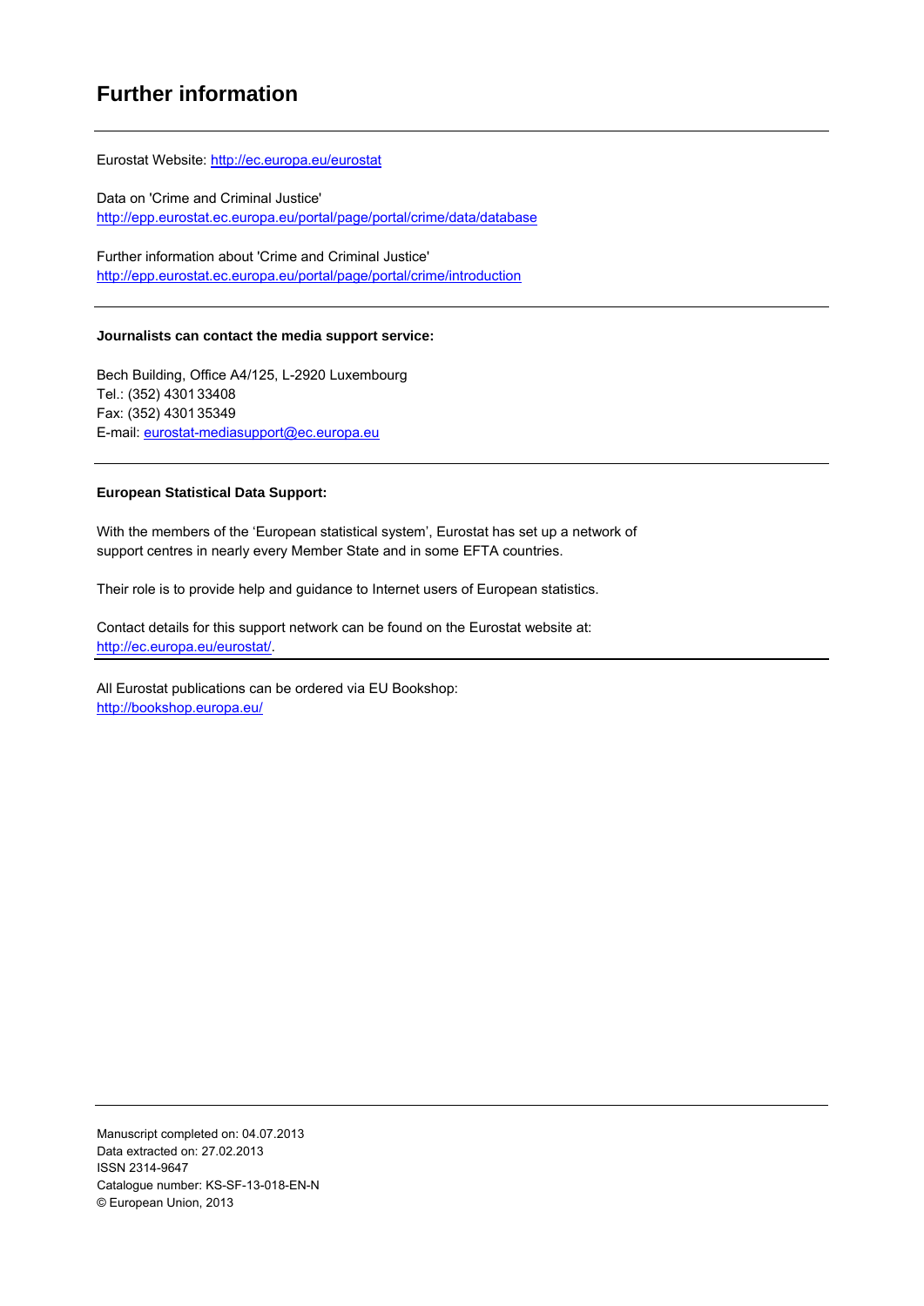## Further information

Eurostat Website: http://ec.europa.eu/eurostat

Data on 'Crime and Criminal Justice'
http://epp.eurostat.ec.europa.eu/portal/page/portal/crime/data/database

Further information about 'Crime and Criminal Justice'
http://epp.eurostat.ec.europa.eu/portal/page/portal/crime/introduction

---

**Journalists can contact the media support service:**

Bech Building, Office A4/125, L-2920 Luxembourg
Tel.: (352) 4301 33408
Fax: (352) 4301 35349
E-mail: eurostat-mediasupport@ec.europa.eu

---

**European Statistical Data Support:**

With the members of the 'European statistical system', Eurostat has set up a network of support centres in nearly every Member State and in some EFTA countries.

Their role is to provide help and guidance to Internet users of European statistics.

Contact details for this support network can be found on the Eurostat website at: http://ec.europa.eu/eurostat/.

---

All Eurostat publications can be ordered via EU Bookshop:
http://bookshop.europa.eu/

---

Manuscript completed on: 04.07.2013
Data extracted on: 27.02.2013
ISSN 2314-9647
Catalogue number: KS-SF-13-018-EN-N
© European Union, 2013